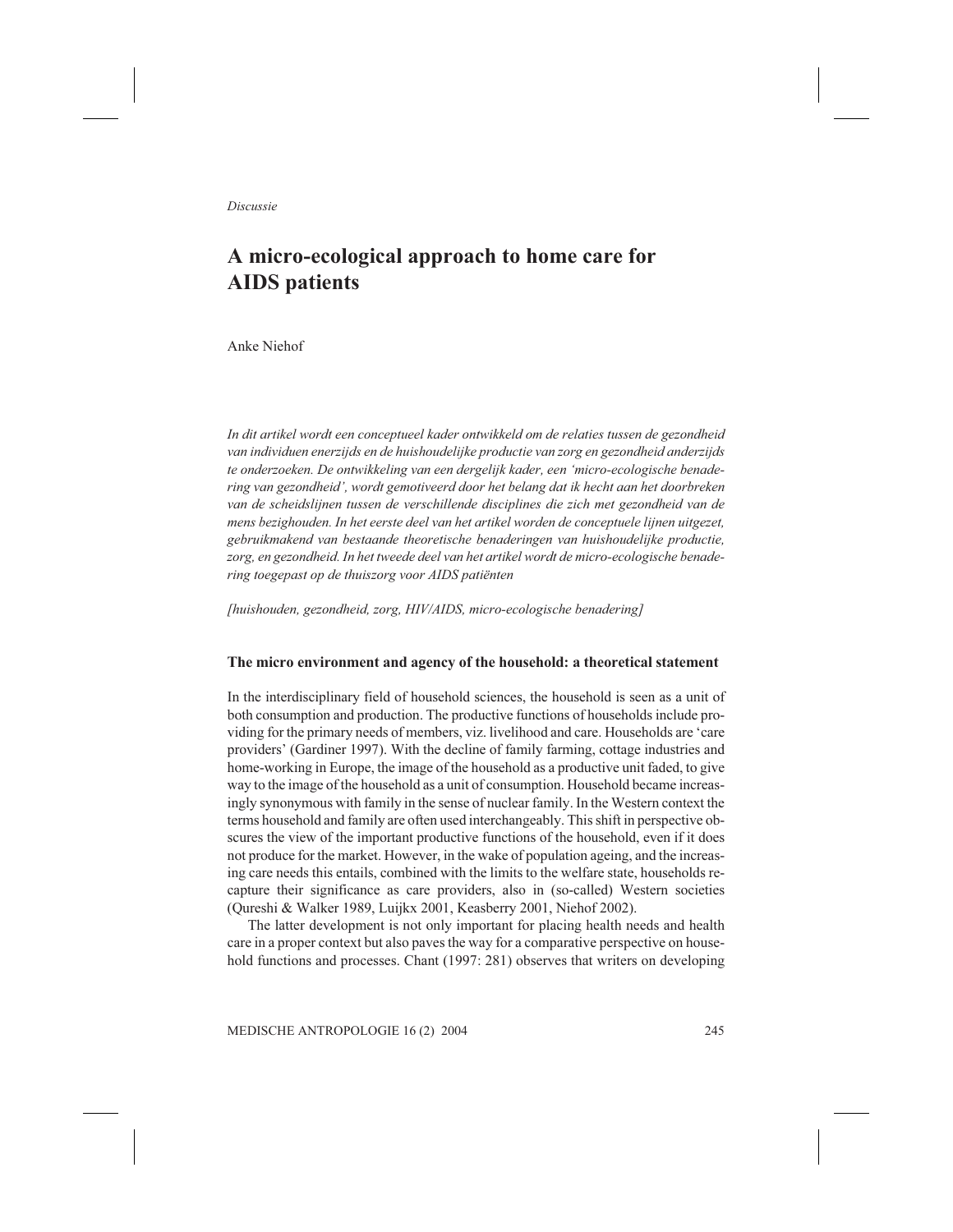*Discussie*

# A micro-ecological approach to home care for AIDS patients

Anke Niehof

*In dit artikel wordt een conceptueel kader ontwikkeld om de relaties tussen de gezondheid van individuen enerzijds en de huishoudelijke productie van zorg en gezondheid anderzijds te onderzoeken. De ontwikkeling van een dergelijk kader, een 'micro-ecologische benadering van gezondheid', wordt gemotiveerd door het belang dat ik hecht aan het doorbreken van de scheidslijnen tussen de verschillende disciplines die zich met gezondheid van de mens bezighouden. In het eerste deel van het artikel worden de conceptuele lijnen uitgezet, gebruikmakend van bestaande theoretische benaderingen van huishoudelijke productie, zorg, en gezondheid. In het tweede deel van het artikel wordt de micro-ecologische benadering toegepast op de thuiszorg voor AIDS patiënten*

*[huishouden, gezondheid, zorg, HIV/AIDS, micro-ecologische benadering]*

### The micro environment and agency of the household: a theoretical statement

In the interdisciplinary field of household sciences, the household is seen as a unit of both consumption and production. The productive functions of households include providing for the primary needs of members, viz. livelihood and care. Households are 'care providers' (Gardiner 1997). With the decline of family farming, cottage industries and home-working in Europe, the image of the household as a productive unit faded, to give way to the image of the household as a unit of consumption. Household became increasingly synonymous with family in the sense of nuclear family. In the Western context the terms household and family are often used interchangeably. This shift in perspective obscures the view of the important productive functions of the household, even if it does not produce for the market. However, in the wake of population ageing, and the increasing care needs this entails, combined with the limits to the welfare state, households recapture their significance as care providers, also in (so-called) Western societies (Qureshi & Walker 1989, Luijkx 2001, Keasberry 2001, Niehof 2002).

The latter development is not only important for placing health needs and health care in a proper context but also paves the way for a comparative perspective on household functions and processes. Chant (1997: 281) observes that writers on developing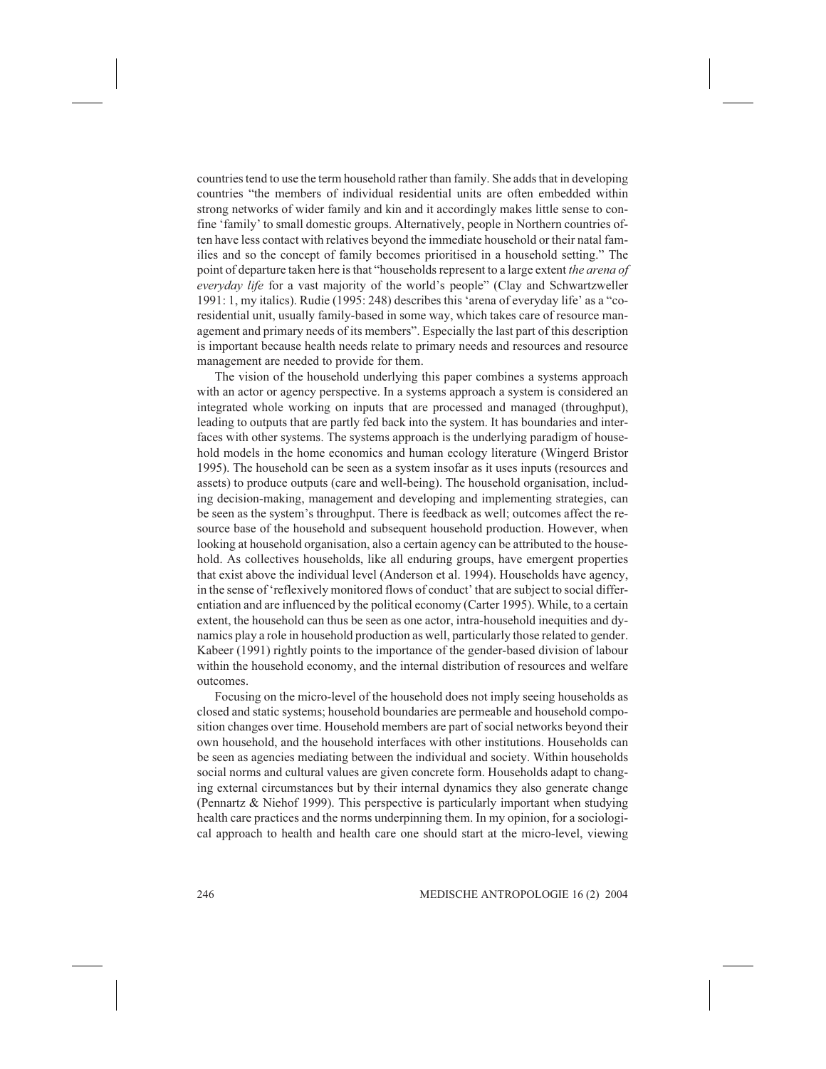countries tend to use the term household rather than family. She adds that in developing countries "the members of individual residential units are often embedded within strong networks of wider family and kin and it accordingly makes little sense to confine 'family' to small domestic groups. Alternatively, people in Northern countries often have less contact with relatives beyond the immediate household or their natal families and so the concept of family becomes prioritised in a household setting." The point of departure taken here is that "households represent to a large extent *the arena of everyday life* for a vast majority of the world's people" (Clay and Schwartzweller 1991: 1, my italics). Rudie (1995: 248) describes this 'arena of everyday life' as a "co-residential unit, usually family-based in some way, which takes care of resource management and primary needs of its members". Especially the last part of this description is important because health needs relate to primary needs and resources and resource management are needed to provide for them.

The vision of the household underlying this paper combines a systems approach with an actor or agency perspective. In a systems approach a system is considered an integrated whole working on inputs that are processed and managed (throughput), leading to outputs that are partly fed back into the system. It has boundaries and interfaces with other systems. The systems approach is the underlying paradigm of household models in the home economics and human ecology literature (Wingerd Bristor 1995). The household can be seen as a system insofar as it uses inputs (resources and assets) to produce outputs (care and well-being). The household organisation, including decision-making, management and developing and implementing strategies, can be seen as the system's throughput. There is feedback as well; outcomes affect the resource base of the household and subsequent household production. However, when looking at household organisation, also a certain agency can be attributed to the household. As collectives households, like all enduring groups, have emergent properties that exist above the individual level (Anderson et al. 1994). Households have agency, in the sense of 'reflexively monitored flows of conduct' that are subject to social differentiation and are influenced by the political economy (Carter 1995). While, to a certain extent, the household can thus be seen as one actor, intra-household inequities and dynamics play a role in household production as well, particularly those related to gender. Kabeer (1991) rightly points to the importance of the gender-based division of labour within the household economy, and the internal distribution of resources and welfare outcomes.

Focusing on the micro-level of the household does not imply seeing households as closed and static systems; household boundaries are permeable and household composition changes over time. Household members are part of social networks beyond their own household, and the household interfaces with other institutions. Households can be seen as agencies mediating between the individual and society. Within households social norms and cultural values are given concrete form. Households adapt to changing external circumstances but by their internal dynamics they also generate change (Pennartz & Niehof 1999). This perspective is particularly important when studying health care practices and the norms underpinning them. In my opinion, for a sociological approach to health and health care one should start at the micro-level, viewing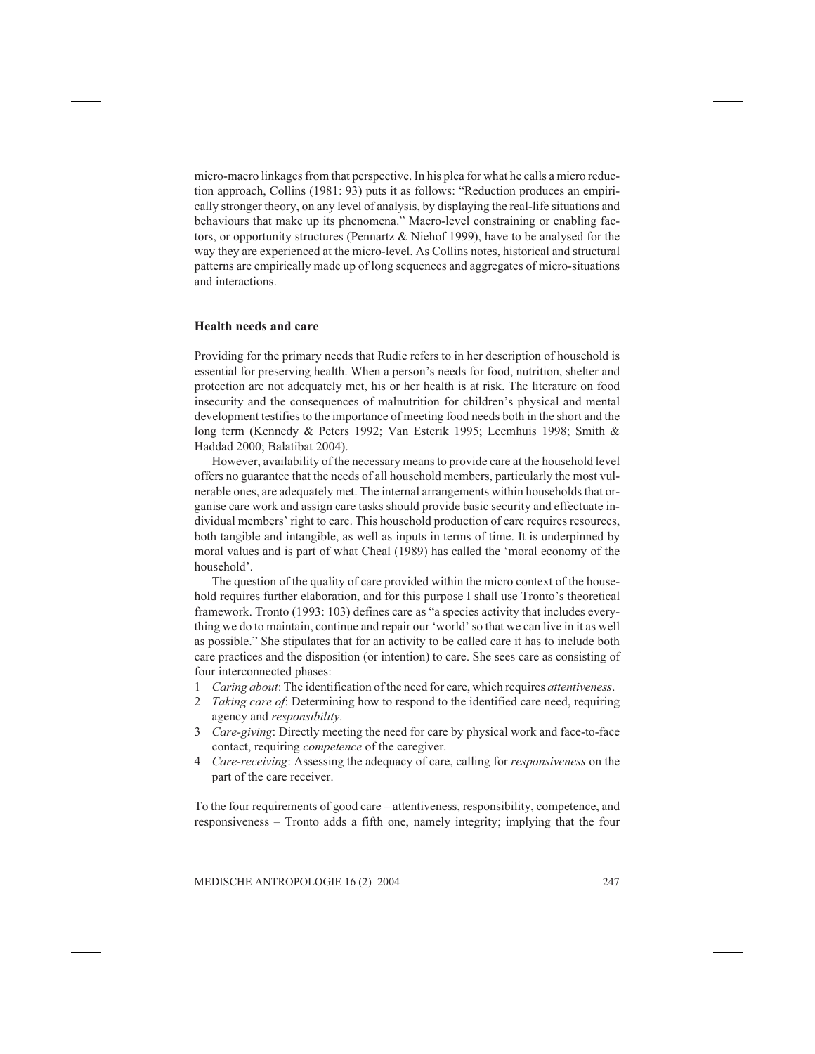micro-macro linkages from that perspective. In his plea for what he calls a micro reduction approach, Collins (1981: 93) puts it as follows: "Reduction produces an empirically stronger theory, on any level of analysis, by displaying the real-life situations and behaviours that make up its phenomena." Macro-level constraining or enabling factors, or opportunity structures (Pennartz & Niehof 1999), have to be analysed for the way they are experienced at the micro-level. As Collins notes, historical and structural patterns are empirically made up of long sequences and aggregates of micro-situations and interactions.

## Health needs and care

Providing for the primary needs that Rudie refers to in her description of household is essential for preserving health. When a person's needs for food, nutrition, shelter and protection are not adequately met, his or her health is at risk. The literature on food insecurity and the consequences of malnutrition for children's physical and mental development testifies to the importance of meeting food needs both in the short and the long term (Kennedy & Peters 1992; Van Esterik 1995; Leemhuis 1998; Smith & Haddad 2000; Balatibat 2004).

However, availability of the necessary means to provide care at the household level offers no guarantee that the needs of all household members, particularly the most vulnerable ones, are adequately met. The internal arrangements within households that organise care work and assign care tasks should provide basic security and effectuate individual members' right to care. This household production of care requires resources, both tangible and intangible, as well as inputs in terms of time. It is underpinned by moral values and is part of what Cheal (1989) has called the 'moral economy of the household'.

The question of the quality of care provided within the micro context of the household requires further elaboration, and for this purpose I shall use Tronto's theoretical framework. Tronto (1993: 103) defines care as "a species activity that includes everything we do to maintain, continue and repair our 'world' so that we can live in it as well as possible." She stipulates that for an activity to be called care it has to include both care practices and the disposition (or intention) to care. She sees care as consisting of four interconnected phases:

1. *Caring about*: The identification of the need for care, which requires *attentiveness*.
2. *Taking care of*: Determining how to respond to the identified care need, requiring agency and *responsibility*.
3. *Care-giving*: Directly meeting the need for care by physical work and face-to-face contact, requiring *competence* of the caregiver.
4. *Care-receiving*: Assessing the adequacy of care, calling for *responsiveness* on the part of the care receiver.

To the four requirements of good care – attentiveness, responsibility, competence, and responsiveness – Tronto adds a fifth one, namely integrity; implying that the four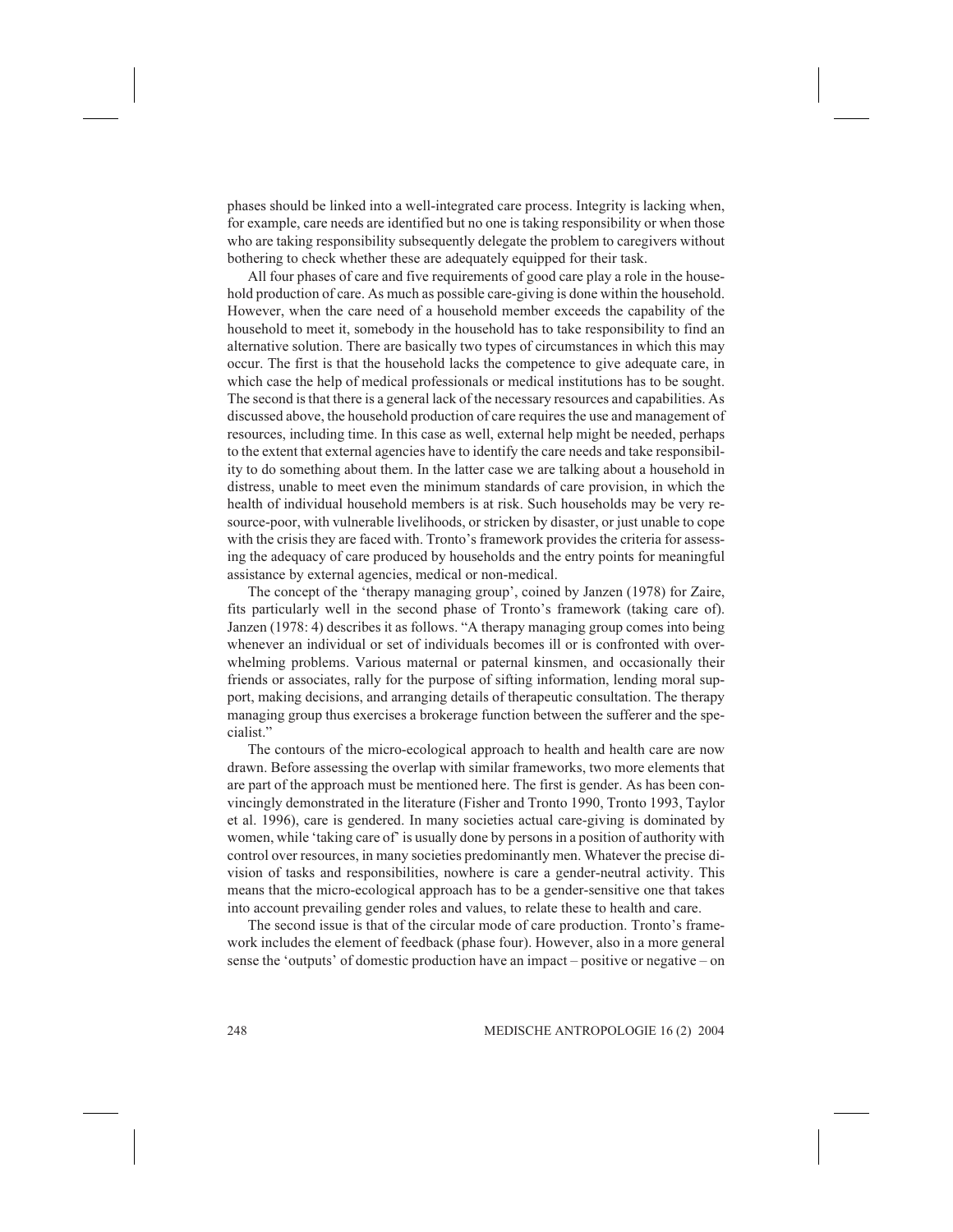phases should be linked into a well-integrated care process. Integrity is lacking when, for example, care needs are identified but no one is taking responsibility or when those who are taking responsibility subsequently delegate the problem to caregivers without bothering to check whether these are adequately equipped for their task.

All four phases of care and five requirements of good care play a role in the household production of care. As much as possible care-giving is done within the household. However, when the care need of a household member exceeds the capability of the household to meet it, somebody in the household has to take responsibility to find an alternative solution. There are basically two types of circumstances in which this may occur. The first is that the household lacks the competence to give adequate care, in which case the help of medical professionals or medical institutions has to be sought. The second is that there is a general lack of the necessary resources and capabilities. As discussed above, the household production of care requires the use and management of resources, including time. In this case as well, external help might be needed, perhaps to the extent that external agencies have to identify the care needs and take responsibility to do something about them. In the latter case we are talking about a household in distress, unable to meet even the minimum standards of care provision, in which the health of individual household members is at risk. Such households may be very resource-poor, with vulnerable livelihoods, or stricken by disaster, or just unable to cope with the crisis they are faced with. Tronto's framework provides the criteria for assessing the adequacy of care produced by households and the entry points for meaningful assistance by external agencies, medical or non-medical.

The concept of the 'therapy managing group', coined by Janzen (1978) for Zaire, fits particularly well in the second phase of Tronto's framework (taking care of). Janzen (1978: 4) describes it as follows. "A therapy managing group comes into being whenever an individual or set of individuals becomes ill or is confronted with overwhelming problems. Various maternal or paternal kinsmen, and occasionally their friends or associates, rally for the purpose of sifting information, lending moral support, making decisions, and arranging details of therapeutic consultation. The therapy managing group thus exercises a brokerage function between the sufferer and the specialist."

The contours of the micro-ecological approach to health and health care are now drawn. Before assessing the overlap with similar frameworks, two more elements that are part of the approach must be mentioned here. The first is gender. As has been convincingly demonstrated in the literature (Fisher and Tronto 1990, Tronto 1993, Taylor et al. 1996), care is gendered. In many societies actual care-giving is dominated by women, while 'taking care of' is usually done by persons in a position of authority with control over resources, in many societies predominantly men. Whatever the precise division of tasks and responsibilities, nowhere is care a gender-neutral activity. This means that the micro-ecological approach has to be a gender-sensitive one that takes into account prevailing gender roles and values, to relate these to health and care.

The second issue is that of the circular mode of care production. Tronto's framework includes the element of feedback (phase four). However, also in a more general sense the 'outputs' of domestic production have an impact – positive or negative – on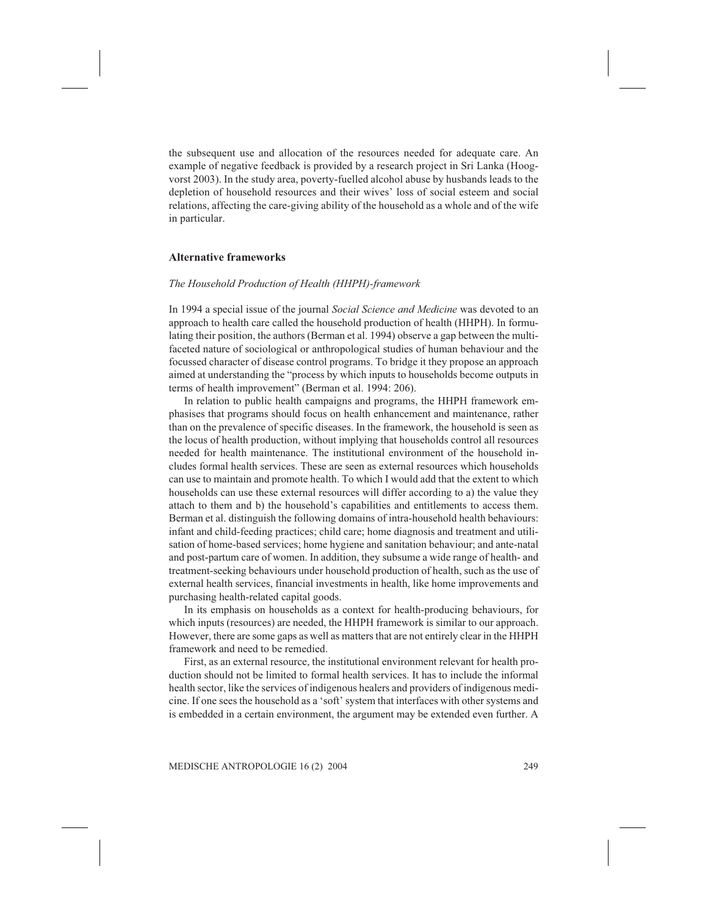the subsequent use and allocation of the resources needed for adequate care. An example of negative feedback is provided by a research project in Sri Lanka (Hoogvorst 2003). In the study area, poverty-fuelled alcohol abuse by husbands leads to the depletion of household resources and their wives' loss of social esteem and social relations, affecting the care-giving ability of the household as a whole and of the wife in particular.

## Alternative frameworks

### *The Household Production of Health (HHPH)-framework*

In 1994 a special issue of the journal *Social Science and Medicine* was devoted to an approach to health care called the household production of health (HHPH). In formulating their position, the authors (Berman et al. 1994) observe a gap between the multi-faceted nature of sociological or anthropological studies of human behaviour and the focussed character of disease control programs. To bridge it they propose an approach aimed at understanding the "process by which inputs to households become outputs in terms of health improvement" (Berman et al. 1994: 206).

In relation to public health campaigns and programs, the HHPH framework emphasises that programs should focus on health enhancement and maintenance, rather than on the prevalence of specific diseases. In the framework, the household is seen as the locus of health production, without implying that households control all resources needed for health maintenance. The institutional environment of the household includes formal health services. These are seen as external resources which households can use to maintain and promote health. To which I would add that the extent to which households can use these external resources will differ according to a) the value they attach to them and b) the household's capabilities and entitlements to access them. Berman et al. distinguish the following domains of intra-household health behaviours: infant and child-feeding practices; child care; home diagnosis and treatment and utilisation of home-based services; home hygiene and sanitation behaviour; and ante-natal and post-partum care of women. In addition, they subsume a wide range of health- and treatment-seeking behaviours under household production of health, such as the use of external health services, financial investments in health, like home improvements and purchasing health-related capital goods.

In its emphasis on households as a context for health-producing behaviours, for which inputs (resources) are needed, the HHPH framework is similar to our approach. However, there are some gaps as well as matters that are not entirely clear in the HHPH framework and need to be remedied.

First, as an external resource, the institutional environment relevant for health production should not be limited to formal health services. It has to include the informal health sector, like the services of indigenous healers and providers of indigenous medicine. If one sees the household as a 'soft' system that interfaces with other systems and is embedded in a certain environment, the argument may be extended even further. A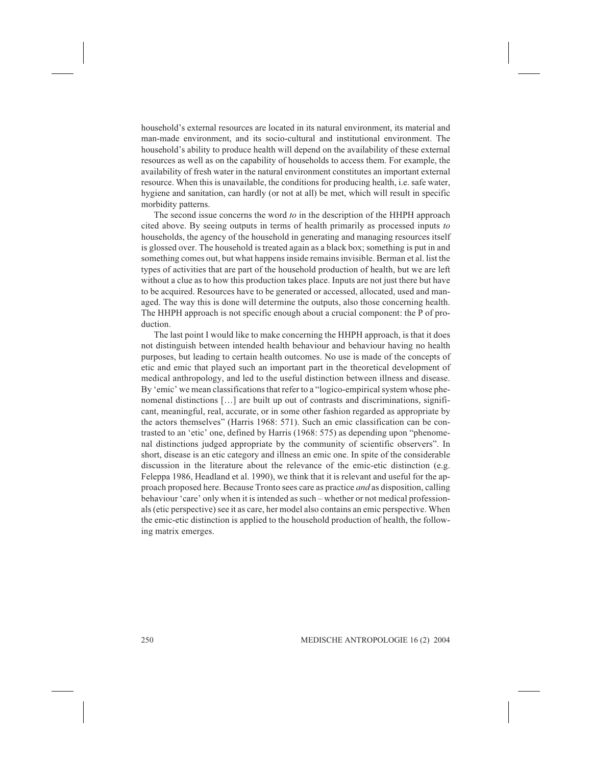household's external resources are located in its natural environment, its material and man-made environment, and its socio-cultural and institutional environment. The household's ability to produce health will depend on the availability of these external resources as well as on the capability of households to access them. For example, the availability of fresh water in the natural environment constitutes an important external resource. When this is unavailable, the conditions for producing health, i.e. safe water, hygiene and sanitation, can hardly (or not at all) be met, which will result in specific morbidity patterns.

The second issue concerns the word *to* in the description of the HHPH approach cited above. By seeing outputs in terms of health primarily as processed inputs *to* households, the agency of the household in generating and managing resources itself is glossed over. The household is treated again as a black box; something is put in and something comes out, but what happens inside remains invisible. Berman et al. list the types of activities that are part of the household production of health, but we are left without a clue as to how this production takes place. Inputs are not just there but have to be acquired. Resources have to be generated or accessed, allocated, used and managed. The way this is done will determine the outputs, also those concerning health. The HHPH approach is not specific enough about a crucial component: the P of production.

The last point I would like to make concerning the HHPH approach, is that it does not distinguish between intended health behaviour and behaviour having no health purposes, but leading to certain health outcomes. No use is made of the concepts of etic and emic that played such an important part in the theoretical development of medical anthropology, and led to the useful distinction between illness and disease. By 'emic' we mean classifications that refer to a "logico-empirical system whose phenomenal distinctions […] are built up out of contrasts and discriminations, significant, meaningful, real, accurate, or in some other fashion regarded as appropriate by the actors themselves" (Harris 1968: 571). Such an emic classification can be contrasted to an 'etic' one, defined by Harris (1968: 575) as depending upon "phenomenal distinctions judged appropriate by the community of scientific observers". In short, disease is an etic category and illness an emic one. In spite of the considerable discussion in the literature about the relevance of the emic-etic distinction (e.g. Feleppa 1986, Headland et al. 1990), we think that it is relevant and useful for the approach proposed here. Because Tronto sees care as practice *and* as disposition, calling behaviour 'care' only when it is intended as such – whether or not medical professionals (etic perspective) see it as care, her model also contains an emic perspective. When the emic-etic distinction is applied to the household production of health, the following matrix emerges.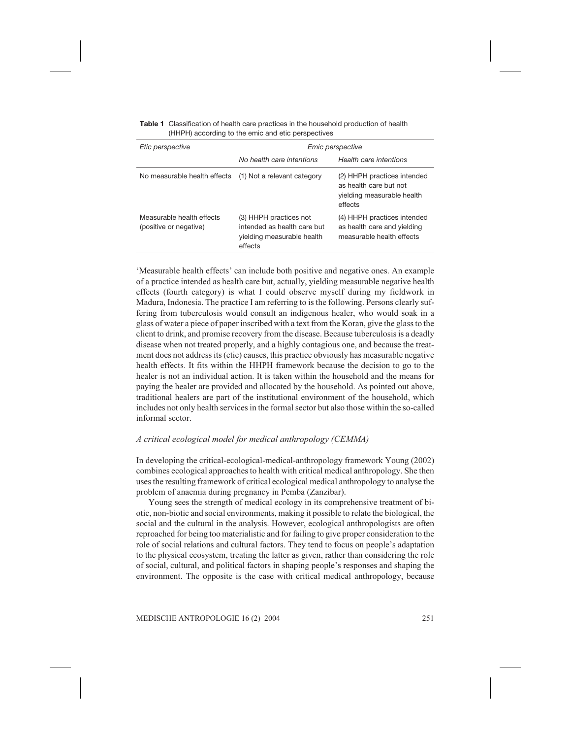**Table 1** Classification of health care practices in the household production of health (HHPH) according to the emic and etic perspectives

| *Etic perspective* | *Emic perspective* | |
|---|---|---|
| | *No health care intentions* | *Health care intentions* |
| No measurable health effects | (1) Not a relevant category | (2) HHPH practices intended as health care but not yielding measurable health effects |
| Measurable health effects (positive or negative) | (3) HHPH practices not intended as health care but yielding measurable health effects | (4) HHPH practices intended as health care and yielding measurable health effects |

'Measurable health effects' can include both positive and negative ones. An example of a practice intended as health care but, actually, yielding measurable negative health effects (fourth category) is what I could observe myself during my fieldwork in Madura, Indonesia. The practice I am referring to is the following. Persons clearly suffering from tuberculosis would consult an indigenous healer, who would soak in a glass of water a piece of paper inscribed with a text from the Koran, give the glass to the client to drink, and promise recovery from the disease. Because tuberculosis is a deadly disease when not treated properly, and a highly contagious one, and because the treatment does not address its (etic) causes, this practice obviously has measurable negative health effects. It fits within the HHPH framework because the decision to go to the healer is not an individual action. It is taken within the household and the means for paying the healer are provided and allocated by the household. As pointed out above, traditional healers are part of the institutional environment of the household, which includes not only health services in the formal sector but also those within the so-called informal sector.

### *A critical ecological model for medical anthropology (CEMMA)*

In developing the critical-ecological-medical-anthropology framework Young (2002) combines ecological approaches to health with critical medical anthropology. She then uses the resulting framework of critical ecological medical anthropology to analyse the problem of anaemia during pregnancy in Pemba (Zanzibar).

Young sees the strength of medical ecology in its comprehensive treatment of biotic, non-biotic and social environments, making it possible to relate the biological, the social and the cultural in the analysis. However, ecological anthropologists are often reproached for being too materialistic and for failing to give proper consideration to the role of social relations and cultural factors. They tend to focus on people's adaptation to the physical ecosystem, treating the latter as given, rather than considering the role of social, cultural, and political factors in shaping people's responses and shaping the environment. The opposite is the case with critical medical anthropology, because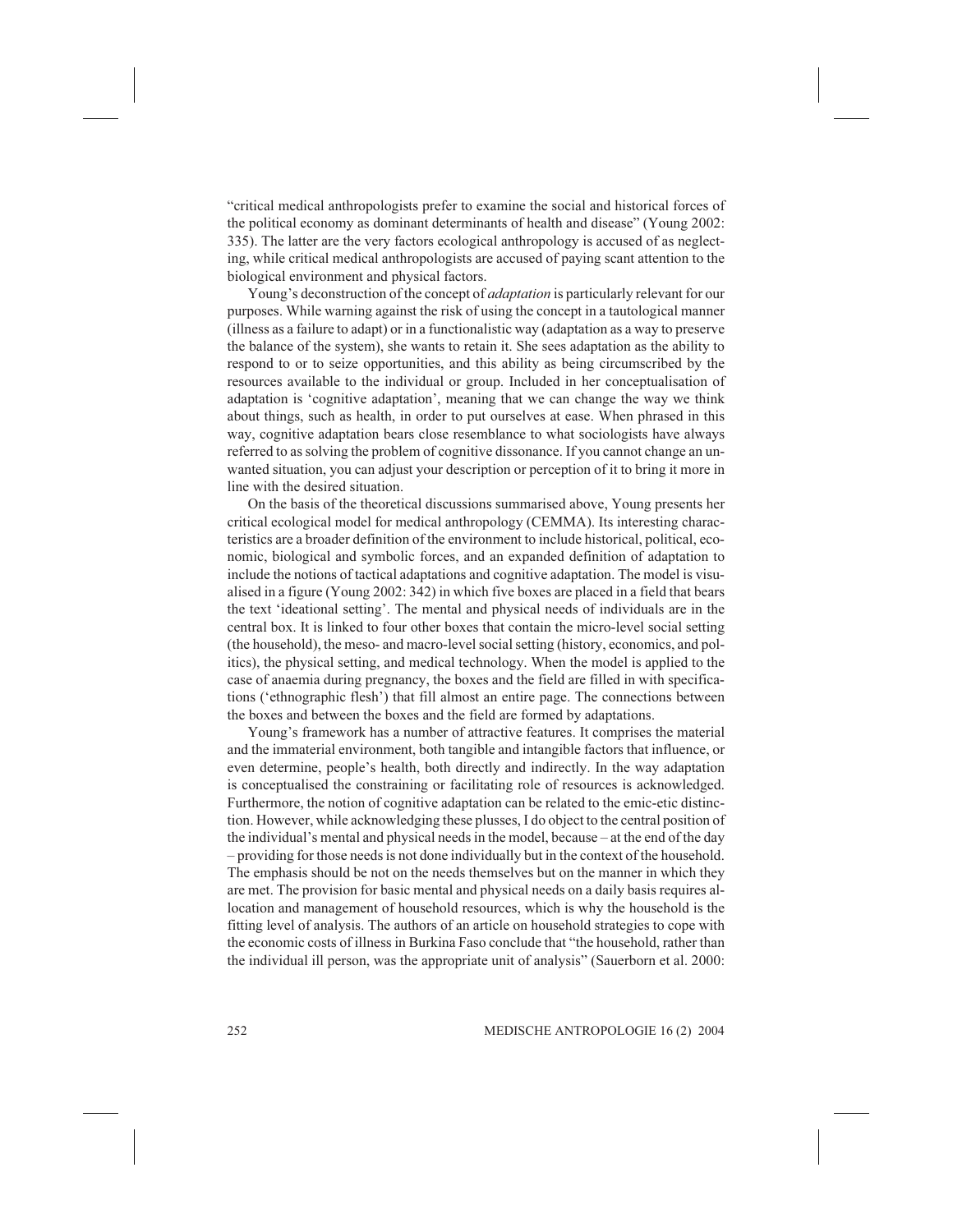"critical medical anthropologists prefer to examine the social and historical forces of the political economy as dominant determinants of health and disease" (Young 2002: 335). The latter are the very factors ecological anthropology is accused of as neglecting, while critical medical anthropologists are accused of paying scant attention to the biological environment and physical factors.

Young's deconstruction of the concept of *adaptation* is particularly relevant for our purposes. While warning against the risk of using the concept in a tautological manner (illness as a failure to adapt) or in a functionalistic way (adaptation as a way to preserve the balance of the system), she wants to retain it. She sees adaptation as the ability to respond to or to seize opportunities, and this ability as being circumscribed by the resources available to the individual or group. Included in her conceptualisation of adaptation is 'cognitive adaptation', meaning that we can change the way we think about things, such as health, in order to put ourselves at ease. When phrased in this way, cognitive adaptation bears close resemblance to what sociologists have always referred to as solving the problem of cognitive dissonance. If you cannot change an unwanted situation, you can adjust your description or perception of it to bring it more in line with the desired situation.

On the basis of the theoretical discussions summarised above, Young presents her critical ecological model for medical anthropology (CEMMA). Its interesting characteristics are a broader definition of the environment to include historical, political, economic, biological and symbolic forces, and an expanded definition of adaptation to include the notions of tactical adaptations and cognitive adaptation. The model is visualised in a figure (Young 2002: 342) in which five boxes are placed in a field that bears the text 'ideational setting'. The mental and physical needs of individuals are in the central box. It is linked to four other boxes that contain the micro-level social setting (the household), the meso- and macro-level social setting (history, economics, and politics), the physical setting, and medical technology. When the model is applied to the case of anaemia during pregnancy, the boxes and the field are filled in with specifications ('ethnographic flesh') that fill almost an entire page. The connections between the boxes and between the boxes and the field are formed by adaptations.

Young's framework has a number of attractive features. It comprises the material and the immaterial environment, both tangible and intangible factors that influence, or even determine, people's health, both directly and indirectly. In the way adaptation is conceptualised the constraining or facilitating role of resources is acknowledged. Furthermore, the notion of cognitive adaptation can be related to the emic-etic distinction. However, while acknowledging these plusses, I do object to the central position of the individual's mental and physical needs in the model, because – at the end of the day – providing for those needs is not done individually but in the context of the household. The emphasis should be not on the needs themselves but on the manner in which they are met. The provision for basic mental and physical needs on a daily basis requires allocation and management of household resources, which is why the household is the fitting level of analysis. The authors of an article on household strategies to cope with the economic costs of illness in Burkina Faso conclude that "the household, rather than the individual ill person, was the appropriate unit of analysis" (Sauerborn et al. 2000: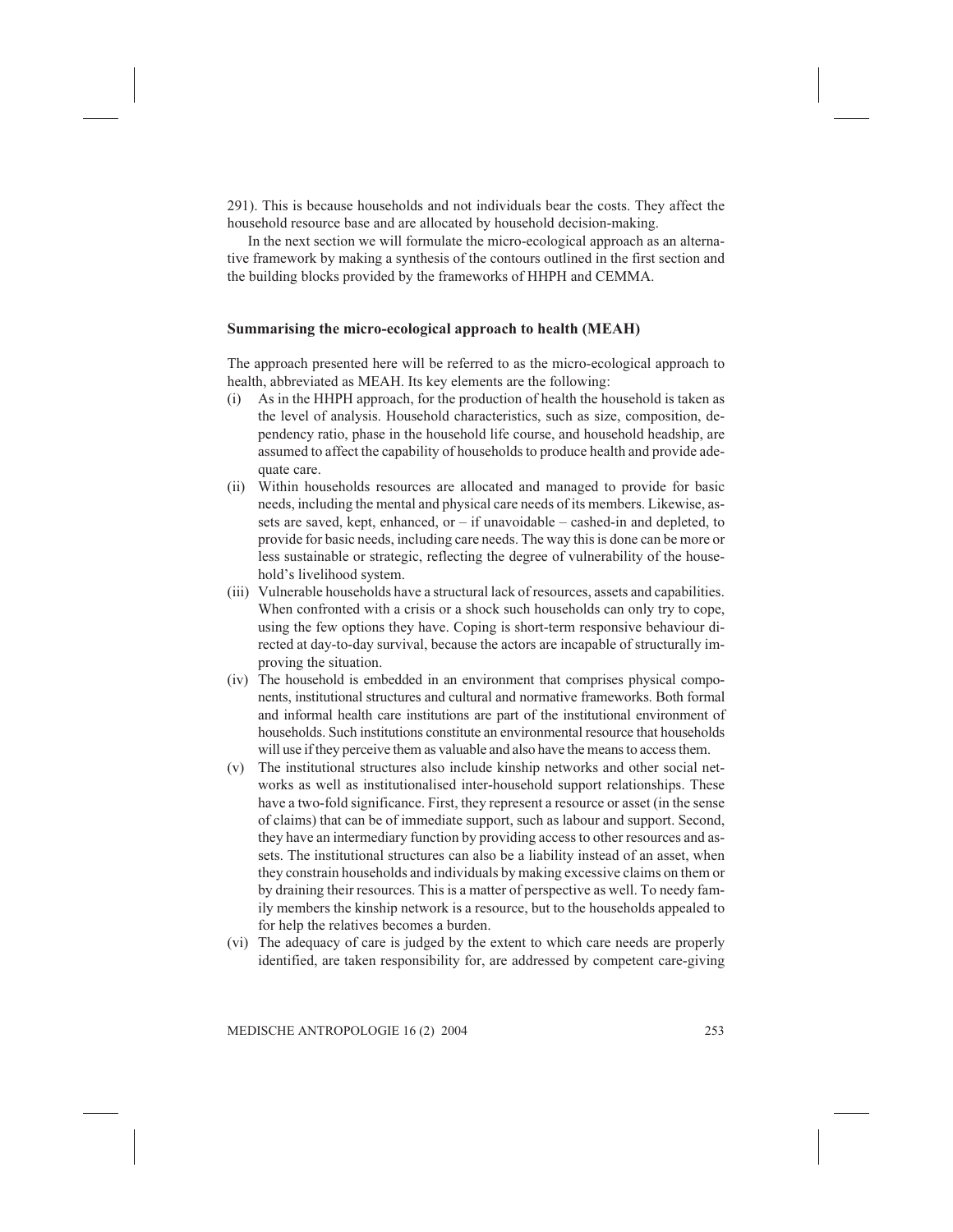291). This is because households and not individuals bear the costs. They affect the household resource base and are allocated by household decision-making.

In the next section we will formulate the micro-ecological approach as an alternative framework by making a synthesis of the contours outlined in the first section and the building blocks provided by the frameworks of HHPH and CEMMA.

### Summarising the micro-ecological approach to health (MEAH)

The approach presented here will be referred to as the micro-ecological approach to health, abbreviated as MEAH. Its key elements are the following:

(i) As in the HHPH approach, for the production of health the household is taken as the level of analysis. Household characteristics, such as size, composition, dependency ratio, phase in the household life course, and household headship, are assumed to affect the capability of households to produce health and provide adequate care.

(ii) Within households resources are allocated and managed to provide for basic needs, including the mental and physical care needs of its members. Likewise, assets are saved, kept, enhanced, or – if unavoidable – cashed-in and depleted, to provide for basic needs, including care needs. The way this is done can be more or less sustainable or strategic, reflecting the degree of vulnerability of the household's livelihood system.

(iii) Vulnerable households have a structural lack of resources, assets and capabilities. When confronted with a crisis or a shock such households can only try to cope, using the few options they have. Coping is short-term responsive behaviour directed at day-to-day survival, because the actors are incapable of structurally improving the situation.

(iv) The household is embedded in an environment that comprises physical components, institutional structures and cultural and normative frameworks. Both formal and informal health care institutions are part of the institutional environment of households. Such institutions constitute an environmental resource that households will use if they perceive them as valuable and also have the means to access them.

(v) The institutional structures also include kinship networks and other social networks as well as institutionalised inter-household support relationships. These have a two-fold significance. First, they represent a resource or asset (in the sense of claims) that can be of immediate support, such as labour and support. Second, they have an intermediary function by providing access to other resources and assets. The institutional structures can also be a liability instead of an asset, when they constrain households and individuals by making excessive claims on them or by draining their resources. This is a matter of perspective as well. To needy family members the kinship network is a resource, but to the households appealed to for help the relatives becomes a burden.

(vi) The adequacy of care is judged by the extent to which care needs are properly identified, are taken responsibility for, are addressed by competent care-giving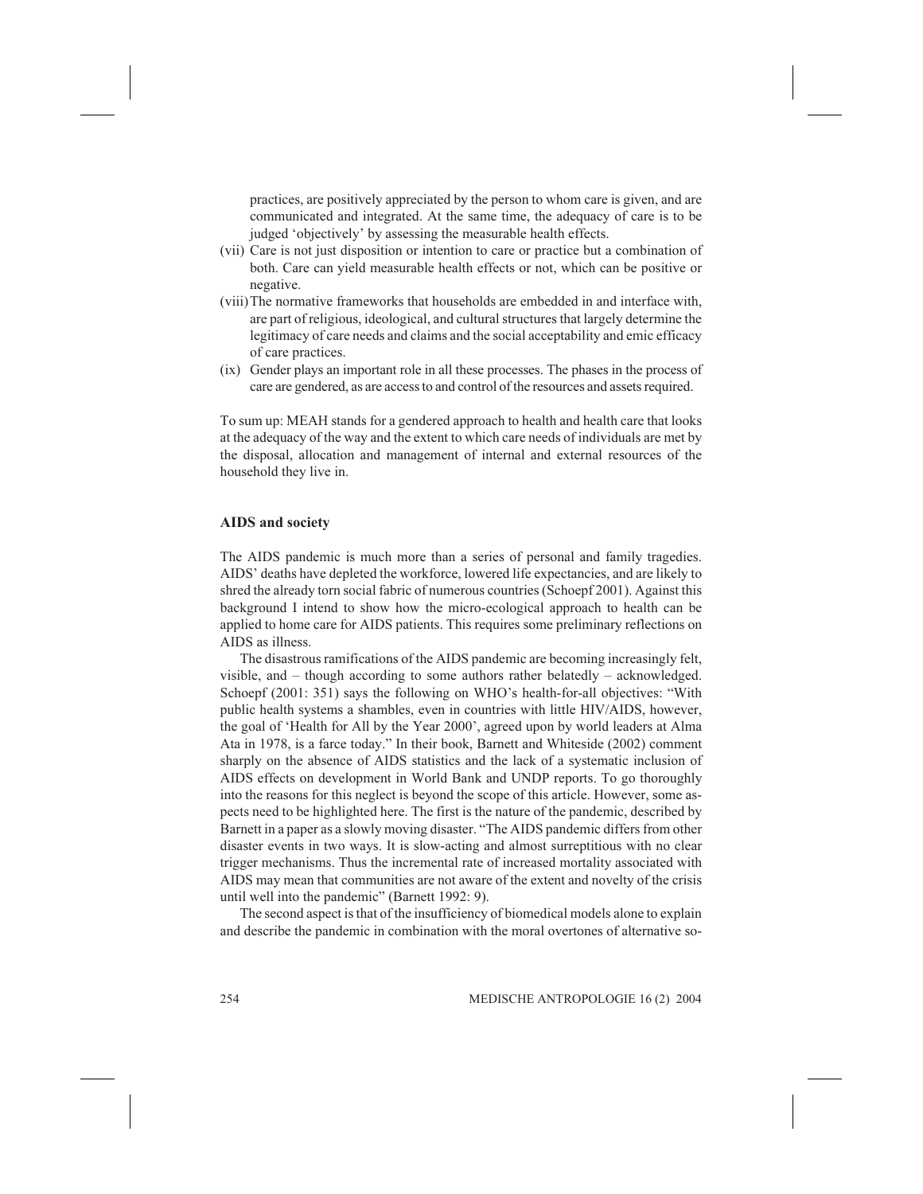practices, are positively appreciated by the person to whom care is given, and are communicated and integrated. At the same time, the adequacy of care is to be judged 'objectively' by assessing the measurable health effects.

(vii) Care is not just disposition or intention to care or practice but a combination of both. Care can yield measurable health effects or not, which can be positive or negative.

(viii) The normative frameworks that households are embedded in and interface with, are part of religious, ideological, and cultural structures that largely determine the legitimacy of care needs and claims and the social acceptability and emic efficacy of care practices.

(ix) Gender plays an important role in all these processes. The phases in the process of care are gendered, as are access to and control of the resources and assets required.

To sum up: MEAH stands for a gendered approach to health and health care that looks at the adequacy of the way and the extent to which care needs of individuals are met by the disposal, allocation and management of internal and external resources of the household they live in.

### AIDS and society

The AIDS pandemic is much more than a series of personal and family tragedies. AIDS' deaths have depleted the workforce, lowered life expectancies, and are likely to shred the already torn social fabric of numerous countries (Schoepf 2001). Against this background I intend to show how the micro-ecological approach to health can be applied to home care for AIDS patients. This requires some preliminary reflections on AIDS as illness.

The disastrous ramifications of the AIDS pandemic are becoming increasingly felt, visible, and – though according to some authors rather belatedly – acknowledged. Schoepf (2001: 351) says the following on WHO's health-for-all objectives: "With public health systems a shambles, even in countries with little HIV/AIDS, however, the goal of 'Health for All by the Year 2000', agreed upon by world leaders at Alma Ata in 1978, is a farce today." In their book, Barnett and Whiteside (2002) comment sharply on the absence of AIDS statistics and the lack of a systematic inclusion of AIDS effects on development in World Bank and UNDP reports. To go thoroughly into the reasons for this neglect is beyond the scope of this article. However, some aspects need to be highlighted here. The first is the nature of the pandemic, described by Barnett in a paper as a slowly moving disaster. "The AIDS pandemic differs from other disaster events in two ways. It is slow-acting and almost surreptitious with no clear trigger mechanisms. Thus the incremental rate of increased mortality associated with AIDS may mean that communities are not aware of the extent and novelty of the crisis until well into the pandemic" (Barnett 1992: 9).

The second aspect is that of the insufficiency of biomedical models alone to explain and describe the pandemic in combination with the moral overtones of alternative so-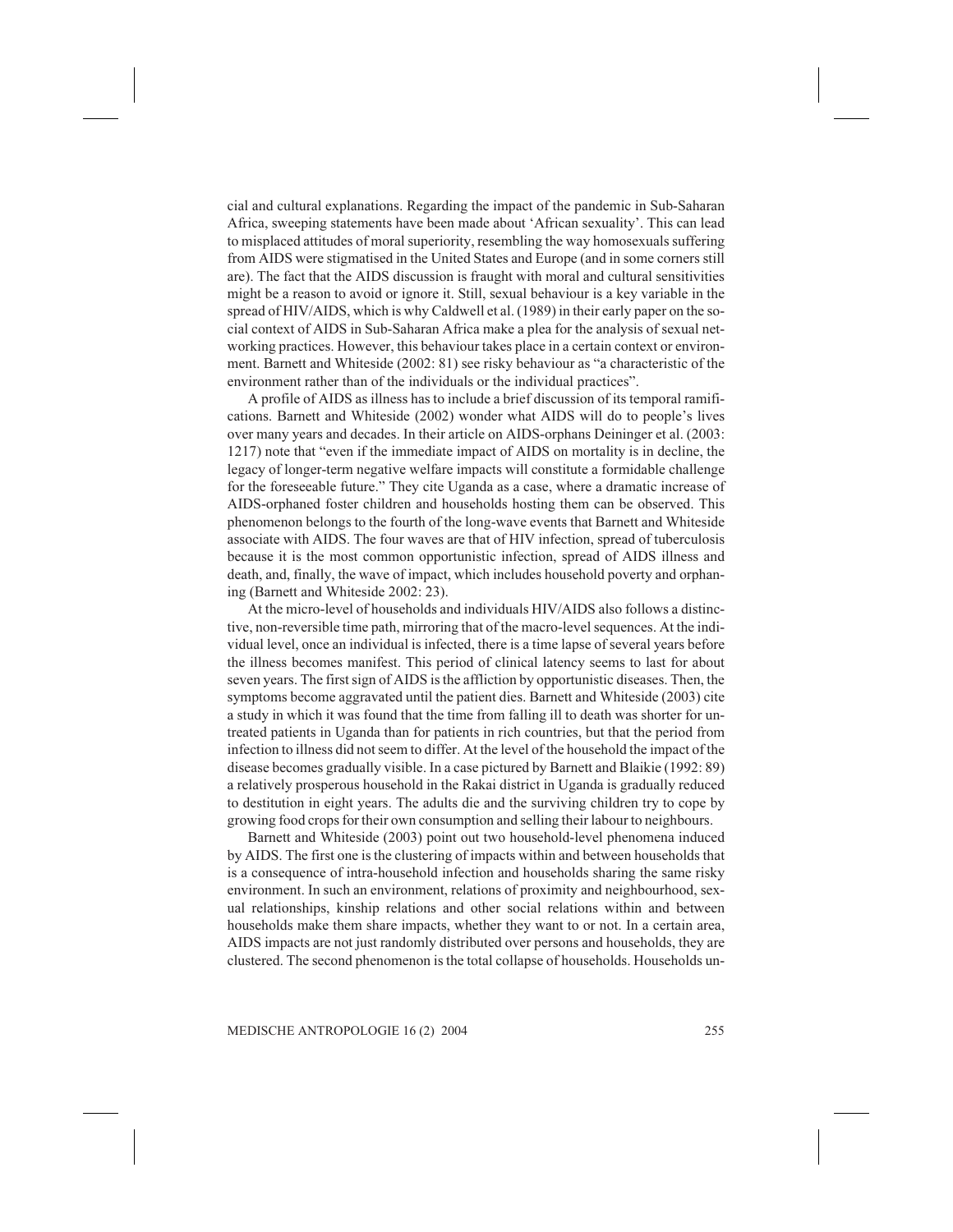cial and cultural explanations. Regarding the impact of the pandemic in Sub-Saharan Africa, sweeping statements have been made about 'African sexuality'. This can lead to misplaced attitudes of moral superiority, resembling the way homosexuals suffering from AIDS were stigmatised in the United States and Europe (and in some corners still are). The fact that the AIDS discussion is fraught with moral and cultural sensitivities might be a reason to avoid or ignore it. Still, sexual behaviour is a key variable in the spread of HIV/AIDS, which is why Caldwell et al. (1989) in their early paper on the social context of AIDS in Sub-Saharan Africa make a plea for the analysis of sexual networking practices. However, this behaviour takes place in a certain context or environment. Barnett and Whiteside (2002: 81) see risky behaviour as "a characteristic of the environment rather than of the individuals or the individual practices".

A profile of AIDS as illness has to include a brief discussion of its temporal ramifications. Barnett and Whiteside (2002) wonder what AIDS will do to people's lives over many years and decades. In their article on AIDS-orphans Deininger et al. (2003: 1217) note that "even if the immediate impact of AIDS on mortality is in decline, the legacy of longer-term negative welfare impacts will constitute a formidable challenge for the foreseeable future." They cite Uganda as a case, where a dramatic increase of AIDS-orphaned foster children and households hosting them can be observed. This phenomenon belongs to the fourth of the long-wave events that Barnett and Whiteside associate with AIDS. The four waves are that of HIV infection, spread of tuberculosis because it is the most common opportunistic infection, spread of AIDS illness and death, and, finally, the wave of impact, which includes household poverty and orphaning (Barnett and Whiteside 2002: 23).

At the micro-level of households and individuals HIV/AIDS also follows a distinctive, non-reversible time path, mirroring that of the macro-level sequences. At the individual level, once an individual is infected, there is a time lapse of several years before the illness becomes manifest. This period of clinical latency seems to last for about seven years. The first sign of AIDS is the affliction by opportunistic diseases. Then, the symptoms become aggravated until the patient dies. Barnett and Whiteside (2003) cite a study in which it was found that the time from falling ill to death was shorter for untreated patients in Uganda than for patients in rich countries, but that the period from infection to illness did not seem to differ. At the level of the household the impact of the disease becomes gradually visible. In a case pictured by Barnett and Blaikie (1992: 89) a relatively prosperous household in the Rakai district in Uganda is gradually reduced to destitution in eight years. The adults die and the surviving children try to cope by growing food crops for their own consumption and selling their labour to neighbours.

Barnett and Whiteside (2003) point out two household-level phenomena induced by AIDS. The first one is the clustering of impacts within and between households that is a consequence of intra-household infection and households sharing the same risky environment. In such an environment, relations of proximity and neighbourhood, sexual relationships, kinship relations and other social relations within and between households make them share impacts, whether they want to or not. In a certain area, AIDS impacts are not just randomly distributed over persons and households, they are clustered. The second phenomenon is the total collapse of households. Households un-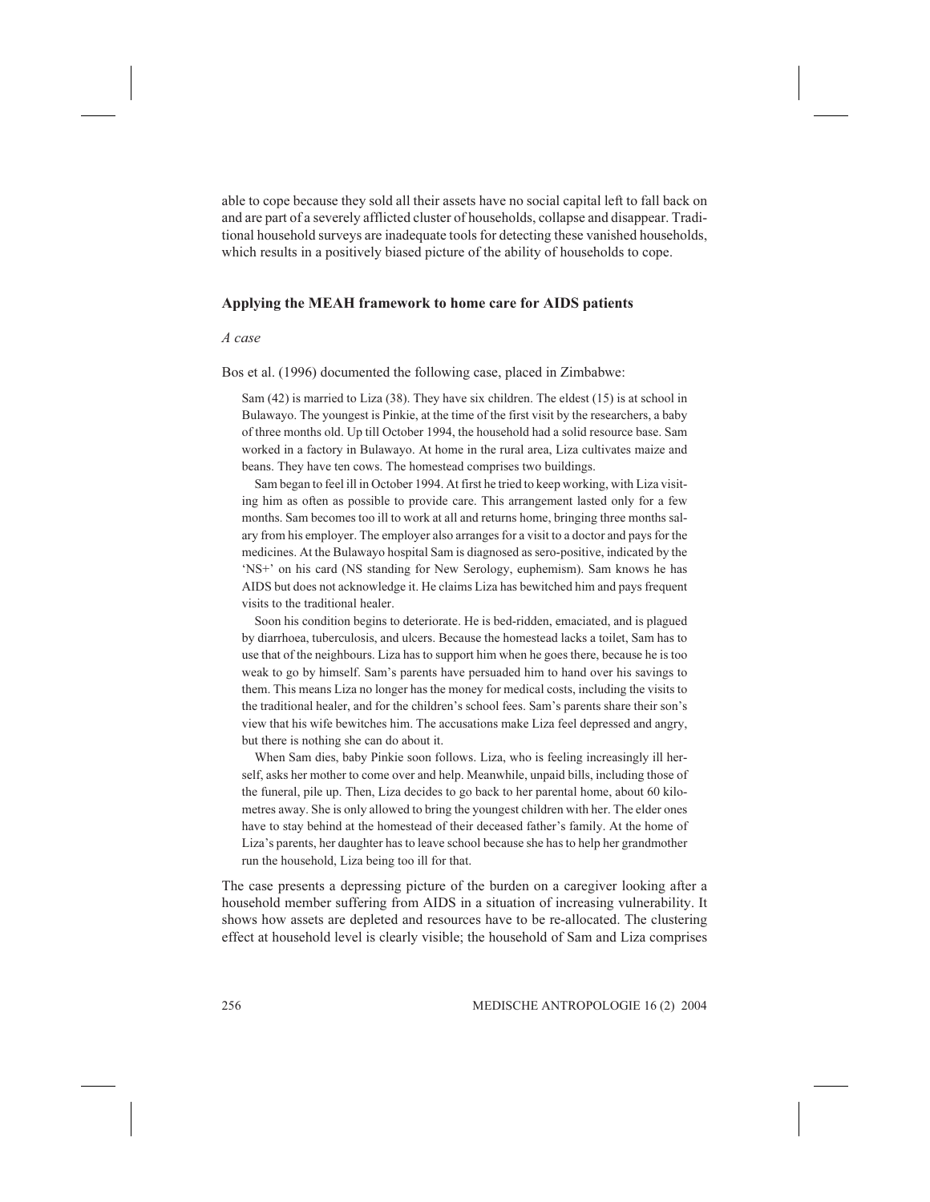able to cope because they sold all their assets have no social capital left to fall back on and are part of a severely afflicted cluster of households, collapse and disappear. Traditional household surveys are inadequate tools for detecting these vanished households, which results in a positively biased picture of the ability of households to cope.

## Applying the MEAH framework to home care for AIDS patients

### *A case*

Bos et al. (1996) documented the following case, placed in Zimbabwe:

> Sam (42) is married to Liza (38). They have six children. The eldest (15) is at school in Bulawayo. The youngest is Pinkie, at the time of the first visit by the researchers, a baby of three months old. Up till October 1994, the household had a solid resource base. Sam worked in a factory in Bulawayo. At home in the rural area, Liza cultivates maize and beans. They have ten cows. The homestead comprises two buildings.
>
> Sam began to feel ill in October 1994. At first he tried to keep working, with Liza visiting him as often as possible to provide care. This arrangement lasted only for a few months. Sam becomes too ill to work at all and returns home, bringing three months salary from his employer. The employer also arranges for a visit to a doctor and pays for the medicines. At the Bulawayo hospital Sam is diagnosed as sero-positive, indicated by the 'NS+' on his card (NS standing for New Serology, euphemism). Sam knows he has AIDS but does not acknowledge it. He claims Liza has bewitched him and pays frequent visits to the traditional healer.
>
> Soon his condition begins to deteriorate. He is bed-ridden, emaciated, and is plagued by diarrhoea, tuberculosis, and ulcers. Because the homestead lacks a toilet, Sam has to use that of the neighbours. Liza has to support him when he goes there, because he is too weak to go by himself. Sam's parents have persuaded him to hand over his savings to them. This means Liza no longer has the money for medical costs, including the visits to the traditional healer, and for the children's school fees. Sam's parents share their son's view that his wife bewitches him. The accusations make Liza feel depressed and angry, but there is nothing she can do about it.
>
> When Sam dies, baby Pinkie soon follows. Liza, who is feeling increasingly ill herself, asks her mother to come over and help. Meanwhile, unpaid bills, including those of the funeral, pile up. Then, Liza decides to go back to her parental home, about 60 kilometres away. She is only allowed to bring the youngest children with her. The elder ones have to stay behind at the homestead of their deceased father's family. At the home of Liza's parents, her daughter has to leave school because she has to help her grandmother run the household, Liza being too ill for that.

The case presents a depressing picture of the burden on a caregiver looking after a household member suffering from AIDS in a situation of increasing vulnerability. It shows how assets are depleted and resources have to be re-allocated. The clustering effect at household level is clearly visible; the household of Sam and Liza comprises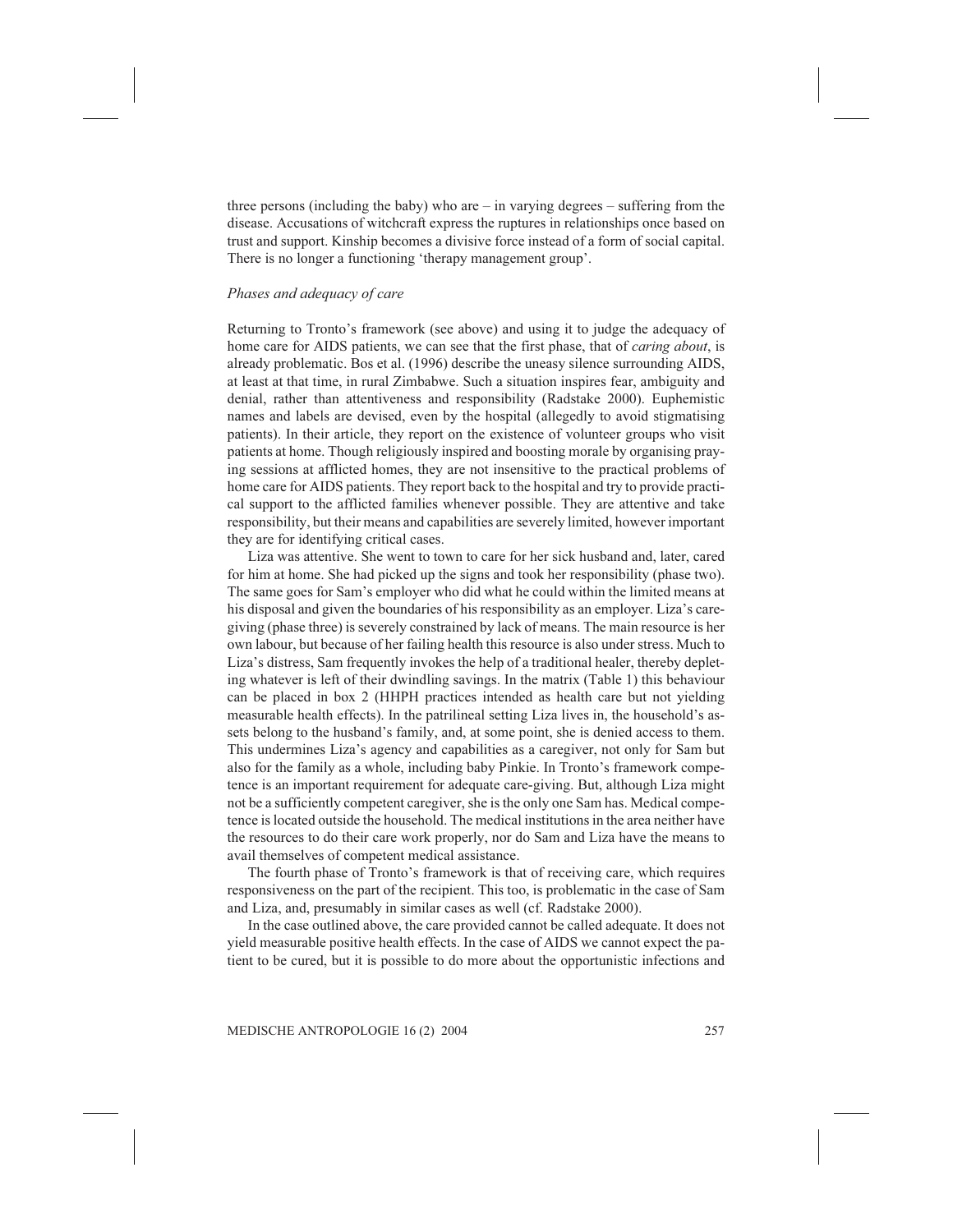three persons (including the baby) who are – in varying degrees – suffering from the disease. Accusations of witchcraft express the ruptures in relationships once based on trust and support. Kinship becomes a divisive force instead of a form of social capital. There is no longer a functioning 'therapy management group'.

### *Phases and adequacy of care*

Returning to Tronto's framework (see above) and using it to judge the adequacy of home care for AIDS patients, we can see that the first phase, that of *caring about*, is already problematic. Bos et al. (1996) describe the uneasy silence surrounding AIDS, at least at that time, in rural Zimbabwe. Such a situation inspires fear, ambiguity and denial, rather than attentiveness and responsibility (Radstake 2000). Euphemistic names and labels are devised, even by the hospital (allegedly to avoid stigmatising patients). In their article, they report on the existence of volunteer groups who visit patients at home. Though religiously inspired and boosting morale by organising praying sessions at afflicted homes, they are not insensitive to the practical problems of home care for AIDS patients. They report back to the hospital and try to provide practical support to the afflicted families whenever possible. They are attentive and take responsibility, but their means and capabilities are severely limited, however important they are for identifying critical cases.

Liza was attentive. She went to town to care for her sick husband and, later, cared for him at home. She had picked up the signs and took her responsibility (phase two). The same goes for Sam's employer who did what he could within the limited means at his disposal and given the boundaries of his responsibility as an employer. Liza's caregiving (phase three) is severely constrained by lack of means. The main resource is her own labour, but because of her failing health this resource is also under stress. Much to Liza's distress, Sam frequently invokes the help of a traditional healer, thereby depleting whatever is left of their dwindling savings. In the matrix (Table 1) this behaviour can be placed in box 2 (HHPH practices intended as health care but not yielding measurable health effects). In the patrilineal setting Liza lives in, the household's assets belong to the husband's family, and, at some point, she is denied access to them. This undermines Liza's agency and capabilities as a caregiver, not only for Sam but also for the family as a whole, including baby Pinkie. In Tronto's framework competence is an important requirement for adequate care-giving. But, although Liza might not be a sufficiently competent caregiver, she is the only one Sam has. Medical competence is located outside the household. The medical institutions in the area neither have the resources to do their care work properly, nor do Sam and Liza have the means to avail themselves of competent medical assistance.

The fourth phase of Tronto's framework is that of receiving care, which requires responsiveness on the part of the recipient. This too, is problematic in the case of Sam and Liza, and, presumably in similar cases as well (cf. Radstake 2000).

In the case outlined above, the care provided cannot be called adequate. It does not yield measurable positive health effects. In the case of AIDS we cannot expect the patient to be cured, but it is possible to do more about the opportunistic infections and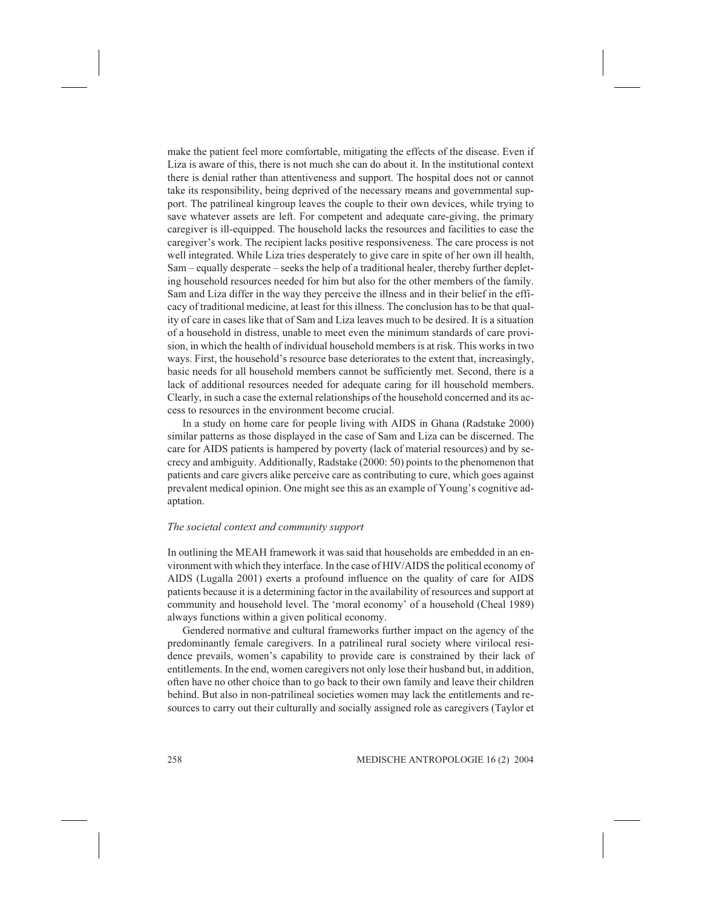make the patient feel more comfortable, mitigating the effects of the disease. Even if Liza is aware of this, there is not much she can do about it. In the institutional context there is denial rather than attentiveness and support. The hospital does not or cannot take its responsibility, being deprived of the necessary means and governmental support. The patrilineal kingroup leaves the couple to their own devices, while trying to save whatever assets are left. For competent and adequate care-giving, the primary caregiver is ill-equipped. The household lacks the resources and facilities to ease the caregiver's work. The recipient lacks positive responsiveness. The care process is not well integrated. While Liza tries desperately to give care in spite of her own ill health, Sam – equally desperate – seeks the help of a traditional healer, thereby further depleting household resources needed for him but also for the other members of the family. Sam and Liza differ in the way they perceive the illness and in their belief in the efficacy of traditional medicine, at least for this illness. The conclusion has to be that quality of care in cases like that of Sam and Liza leaves much to be desired. It is a situation of a household in distress, unable to meet even the minimum standards of care provision, in which the health of individual household members is at risk. This works in two ways. First, the household's resource base deteriorates to the extent that, increasingly, basic needs for all household members cannot be sufficiently met. Second, there is a lack of additional resources needed for adequate caring for ill household members. Clearly, in such a case the external relationships of the household concerned and its access to resources in the environment become crucial.

In a study on home care for people living with AIDS in Ghana (Radstake 2000) similar patterns as those displayed in the case of Sam and Liza can be discerned. The care for AIDS patients is hampered by poverty (lack of material resources) and by secrecy and ambiguity. Additionally, Radstake (2000: 50) points to the phenomenon that patients and care givers alike perceive care as contributing to cure, which goes against prevalent medical opinion. One might see this as an example of Young's cognitive adaptation.

*The societal context and community support*

In outlining the MEAH framework it was said that households are embedded in an environment with which they interface. In the case of HIV/AIDS the political economy of AIDS (Lugalla 2001) exerts a profound influence on the quality of care for AIDS patients because it is a determining factor in the availability of resources and support at community and household level. The 'moral economy' of a household (Cheal 1989) always functions within a given political economy.

Gendered normative and cultural frameworks further impact on the agency of the predominantly female caregivers. In a patrilineal rural society where virilocal residence prevails, women's capability to provide care is constrained by their lack of entitlements. In the end, women caregivers not only lose their husband but, in addition, often have no other choice than to go back to their own family and leave their children behind. But also in non-patrilineal societies women may lack the entitlements and resources to carry out their culturally and socially assigned role as caregivers (Taylor et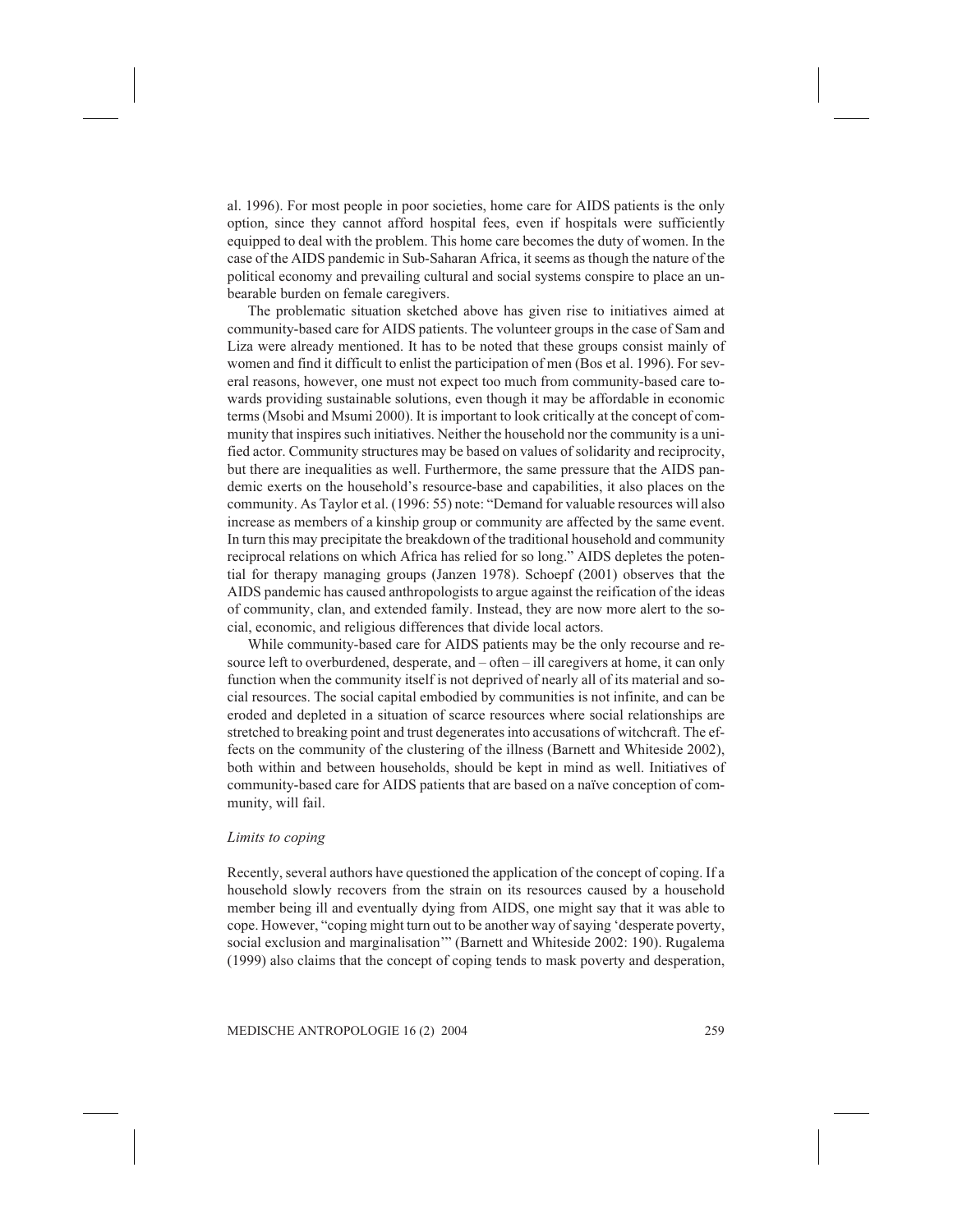al. 1996). For most people in poor societies, home care for AIDS patients is the only option, since they cannot afford hospital fees, even if hospitals were sufficiently equipped to deal with the problem. This home care becomes the duty of women. In the case of the AIDS pandemic in Sub-Saharan Africa, it seems as though the nature of the political economy and prevailing cultural and social systems conspire to place an unbearable burden on female caregivers.

The problematic situation sketched above has given rise to initiatives aimed at community-based care for AIDS patients. The volunteer groups in the case of Sam and Liza were already mentioned. It has to be noted that these groups consist mainly of women and find it difficult to enlist the participation of men (Bos et al. 1996). For several reasons, however, one must not expect too much from community-based care towards providing sustainable solutions, even though it may be affordable in economic terms (Msobi and Msumi 2000). It is important to look critically at the concept of community that inspires such initiatives. Neither the household nor the community is a unified actor. Community structures may be based on values of solidarity and reciprocity, but there are inequalities as well. Furthermore, the same pressure that the AIDS pandemic exerts on the household's resource-base and capabilities, it also places on the community. As Taylor et al. (1996: 55) note: "Demand for valuable resources will also increase as members of a kinship group or community are affected by the same event. In turn this may precipitate the breakdown of the traditional household and community reciprocal relations on which Africa has relied for so long." AIDS depletes the potential for therapy managing groups (Janzen 1978). Schoepf (2001) observes that the AIDS pandemic has caused anthropologists to argue against the reification of the ideas of community, clan, and extended family. Instead, they are now more alert to the social, economic, and religious differences that divide local actors.

While community-based care for AIDS patients may be the only recourse and resource left to overburdened, desperate, and – often – ill caregivers at home, it can only function when the community itself is not deprived of nearly all of its material and social resources. The social capital embodied by communities is not infinite, and can be eroded and depleted in a situation of scarce resources where social relationships are stretched to breaking point and trust degenerates into accusations of witchcraft. The effects on the community of the clustering of the illness (Barnett and Whiteside 2002), both within and between households, should be kept in mind as well. Initiatives of community-based care for AIDS patients that are based on a naïve conception of community, will fail.

### *Limits to coping*

Recently, several authors have questioned the application of the concept of coping. If a household slowly recovers from the strain on its resources caused by a household member being ill and eventually dying from AIDS, one might say that it was able to cope. However, "coping might turn out to be another way of saying 'desperate poverty, social exclusion and marginalisation'" (Barnett and Whiteside 2002: 190). Rugalema (1999) also claims that the concept of coping tends to mask poverty and desperation,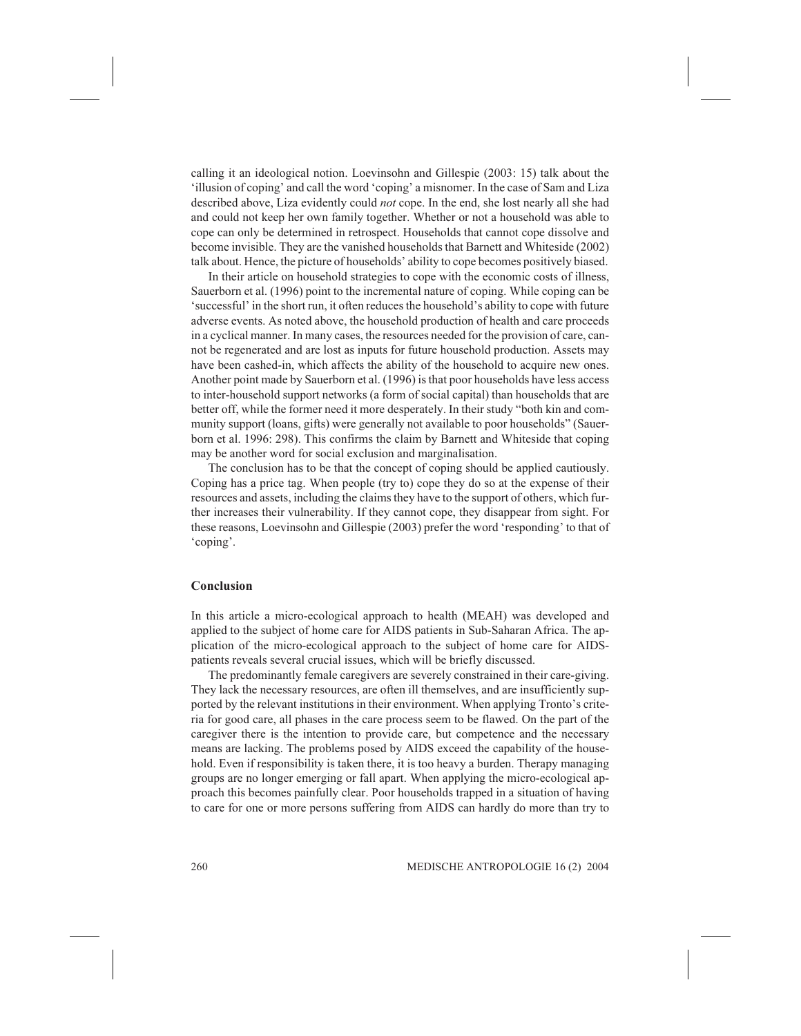calling it an ideological notion. Loevinsohn and Gillespie (2003: 15) talk about the 'illusion of coping' and call the word 'coping' a misnomer. In the case of Sam and Liza described above, Liza evidently could *not* cope. In the end, she lost nearly all she had and could not keep her own family together. Whether or not a household was able to cope can only be determined in retrospect. Households that cannot cope dissolve and become invisible. They are the vanished households that Barnett and Whiteside (2002) talk about. Hence, the picture of households' ability to cope becomes positively biased.

In their article on household strategies to cope with the economic costs of illness, Sauerborn et al. (1996) point to the incremental nature of coping. While coping can be 'successful' in the short run, it often reduces the household's ability to cope with future adverse events. As noted above, the household production of health and care proceeds in a cyclical manner. In many cases, the resources needed for the provision of care, cannot be regenerated and are lost as inputs for future household production. Assets may have been cashed-in, which affects the ability of the household to acquire new ones. Another point made by Sauerborn et al. (1996) is that poor households have less access to inter-household support networks (a form of social capital) than households that are better off, while the former need it more desperately. In their study "both kin and community support (loans, gifts) were generally not available to poor households" (Sauerborn et al. 1996: 298). This confirms the claim by Barnett and Whiteside that coping may be another word for social exclusion and marginalisation.

The conclusion has to be that the concept of coping should be applied cautiously. Coping has a price tag. When people (try to) cope they do so at the expense of their resources and assets, including the claims they have to the support of others, which further increases their vulnerability. If they cannot cope, they disappear from sight. For these reasons, Loevinsohn and Gillespie (2003) prefer the word 'responding' to that of 'coping'.

## Conclusion

In this article a micro-ecological approach to health (MEAH) was developed and applied to the subject of home care for AIDS patients in Sub-Saharan Africa. The application of the micro-ecological approach to the subject of home care for AIDS-patients reveals several crucial issues, which will be briefly discussed.

The predominantly female caregivers are severely constrained in their care-giving. They lack the necessary resources, are often ill themselves, and are insufficiently supported by the relevant institutions in their environment. When applying Tronto's criteria for good care, all phases in the care process seem to be flawed. On the part of the caregiver there is the intention to provide care, but competence and the necessary means are lacking. The problems posed by AIDS exceed the capability of the household. Even if responsibility is taken there, it is too heavy a burden. Therapy managing groups are no longer emerging or fall apart. When applying the micro-ecological approach this becomes painfully clear. Poor households trapped in a situation of having to care for one or more persons suffering from AIDS can hardly do more than try to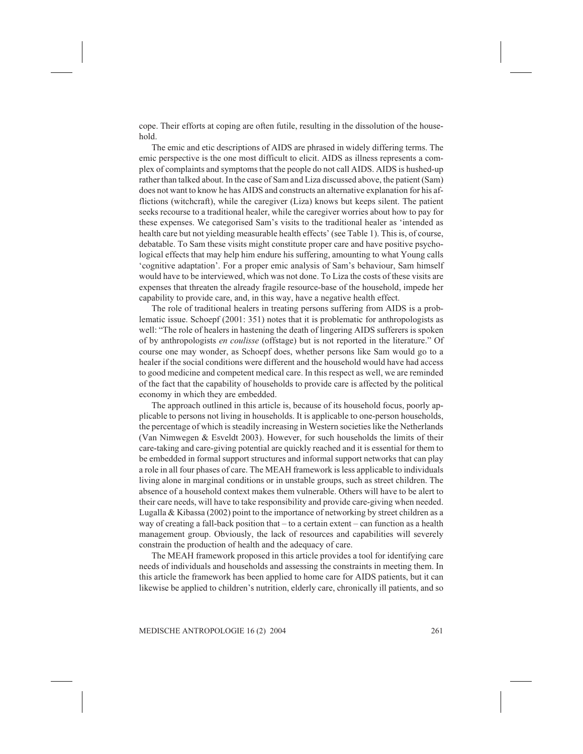cope. Their efforts at coping are often futile, resulting in the dissolution of the household.

The emic and etic descriptions of AIDS are phrased in widely differing terms. The emic perspective is the one most difficult to elicit. AIDS as illness represents a complex of complaints and symptoms that the people do not call AIDS. AIDS is hushed-up rather than talked about. In the case of Sam and Liza discussed above, the patient (Sam) does not want to know he has AIDS and constructs an alternative explanation for his afflictions (witchcraft), while the caregiver (Liza) knows but keeps silent. The patient seeks recourse to a traditional healer, while the caregiver worries about how to pay for these expenses. We categorised Sam's visits to the traditional healer as 'intended as health care but not yielding measurable health effects' (see Table 1). This is, of course, debatable. To Sam these visits might constitute proper care and have positive psychological effects that may help him endure his suffering, amounting to what Young calls 'cognitive adaptation'. For a proper emic analysis of Sam's behaviour, Sam himself would have to be interviewed, which was not done. To Liza the costs of these visits are expenses that threaten the already fragile resource-base of the household, impede her capability to provide care, and, in this way, have a negative health effect.

The role of traditional healers in treating persons suffering from AIDS is a problematic issue. Schoepf (2001: 351) notes that it is problematic for anthropologists as well: "The role of healers in hastening the death of lingering AIDS sufferers is spoken of by anthropologists *en coulisse* (offstage) but is not reported in the literature." Of course one may wonder, as Schoepf does, whether persons like Sam would go to a healer if the social conditions were different and the household would have had access to good medicine and competent medical care. In this respect as well, we are reminded of the fact that the capability of households to provide care is affected by the political economy in which they are embedded.

The approach outlined in this article is, because of its household focus, poorly applicable to persons not living in households. It is applicable to one-person households, the percentage of which is steadily increasing in Western societies like the Netherlands (Van Nimwegen & Esveldt 2003). However, for such households the limits of their care-taking and care-giving potential are quickly reached and it is essential for them to be embedded in formal support structures and informal support networks that can play a role in all four phases of care. The MEAH framework is less applicable to individuals living alone in marginal conditions or in unstable groups, such as street children. The absence of a household context makes them vulnerable. Others will have to be alert to their care needs, will have to take responsibility and provide care-giving when needed. Lugalla & Kibassa (2002) point to the importance of networking by street children as a way of creating a fall-back position that – to a certain extent – can function as a health management group. Obviously, the lack of resources and capabilities will severely constrain the production of health and the adequacy of care.

The MEAH framework proposed in this article provides a tool for identifying care needs of individuals and households and assessing the constraints in meeting them. In this article the framework has been applied to home care for AIDS patients, but it can likewise be applied to children's nutrition, elderly care, chronically ill patients, and so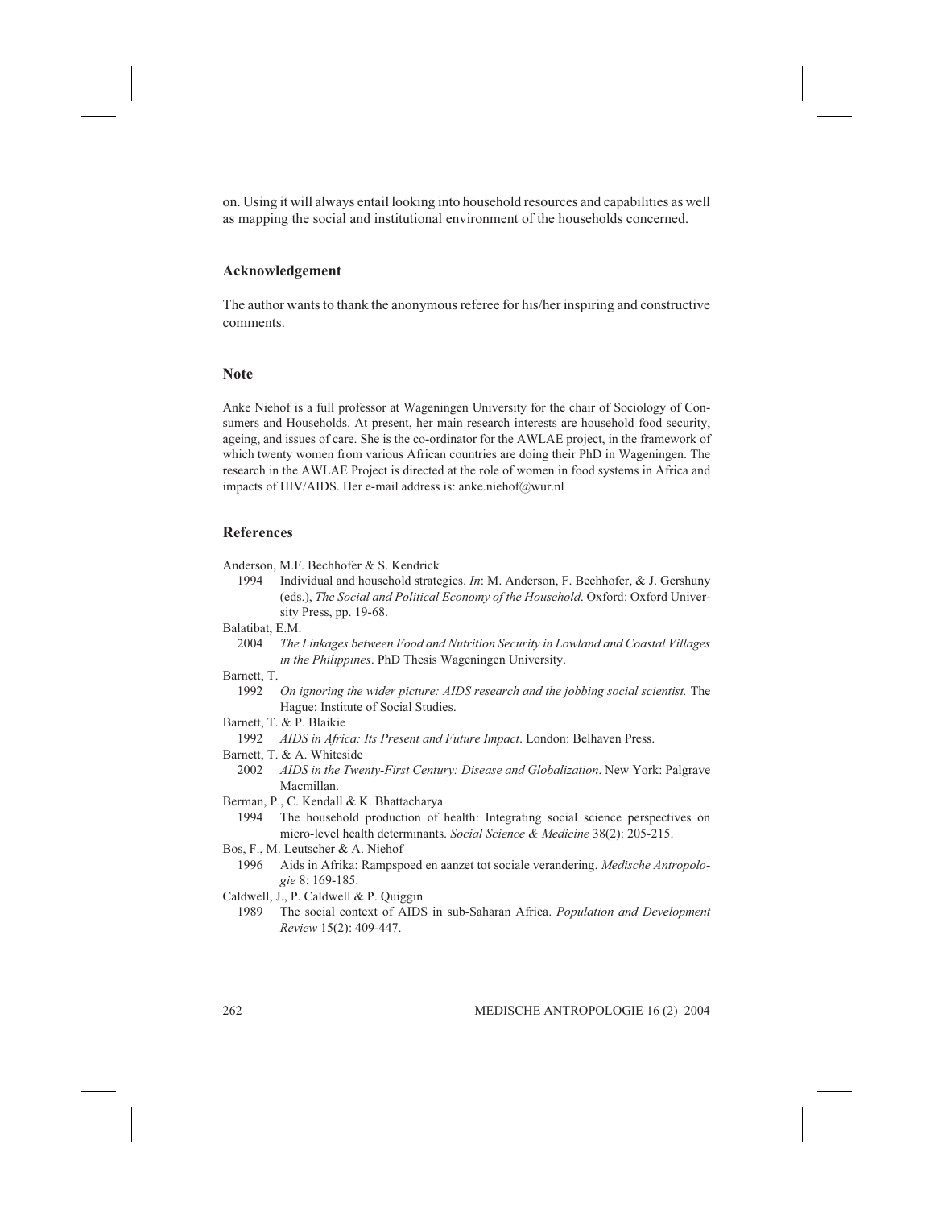on. Using it will always entail looking into household resources and capabilities as well as mapping the social and institutional environment of the households concerned.

### Acknowledgement

The author wants to thank the anonymous referee for his/her inspiring and constructive comments.

### Note

Anke Niehof is a full professor at Wageningen University for the chair of Sociology of Consumers and Households. At present, her main research interests are household food security, ageing, and issues of care. She is the co-ordinator for the AWLAE project, in the framework of which twenty women from various African countries are doing their PhD in Wageningen. The research in the AWLAE Project is directed at the role of women in food systems in Africa and impacts of HIV/AIDS. Her e-mail address is: anke.niehof@wur.nl

### References

Anderson, M.F. Bechhofer & S. Kendrick
1994 Individual and household strategies. *In*: M. Anderson, F. Bechhofer, & J. Gershuny (eds.), *The Social and Political Economy of the Household*. Oxford: Oxford University Press, pp. 19-68.

Balatibat, E.M.
2004 *The Linkages between Food and Nutrition Security in Lowland and Coastal Villages in the Philippines*. PhD Thesis Wageningen University.

Barnett, T.
1992 *On ignoring the wider picture: AIDS research and the jobbing social scientist.* The Hague: Institute of Social Studies.

Barnett, T. & P. Blaikie
1992 *AIDS in Africa: Its Present and Future Impact*. London: Belhaven Press.

Barnett, T. & A. Whiteside
2002 *AIDS in the Twenty-First Century: Disease and Globalization*. New York: Palgrave Macmillan.

Berman, P., C. Kendall & K. Bhattacharya
1994 The household production of health: Integrating social science perspectives on micro-level health determinants. *Social Science & Medicine* 38(2): 205-215.

Bos, F., M. Leutscher & A. Niehof
1996 Aids in Afrika: Rampspoed en aanzet tot sociale verandering. *Medische Antropologie* 8: 169-185.

Caldwell, J., P. Caldwell & P. Quiggin
1989 The social context of AIDS in sub-Saharan Africa. *Population and Development Review* 15(2): 409-447.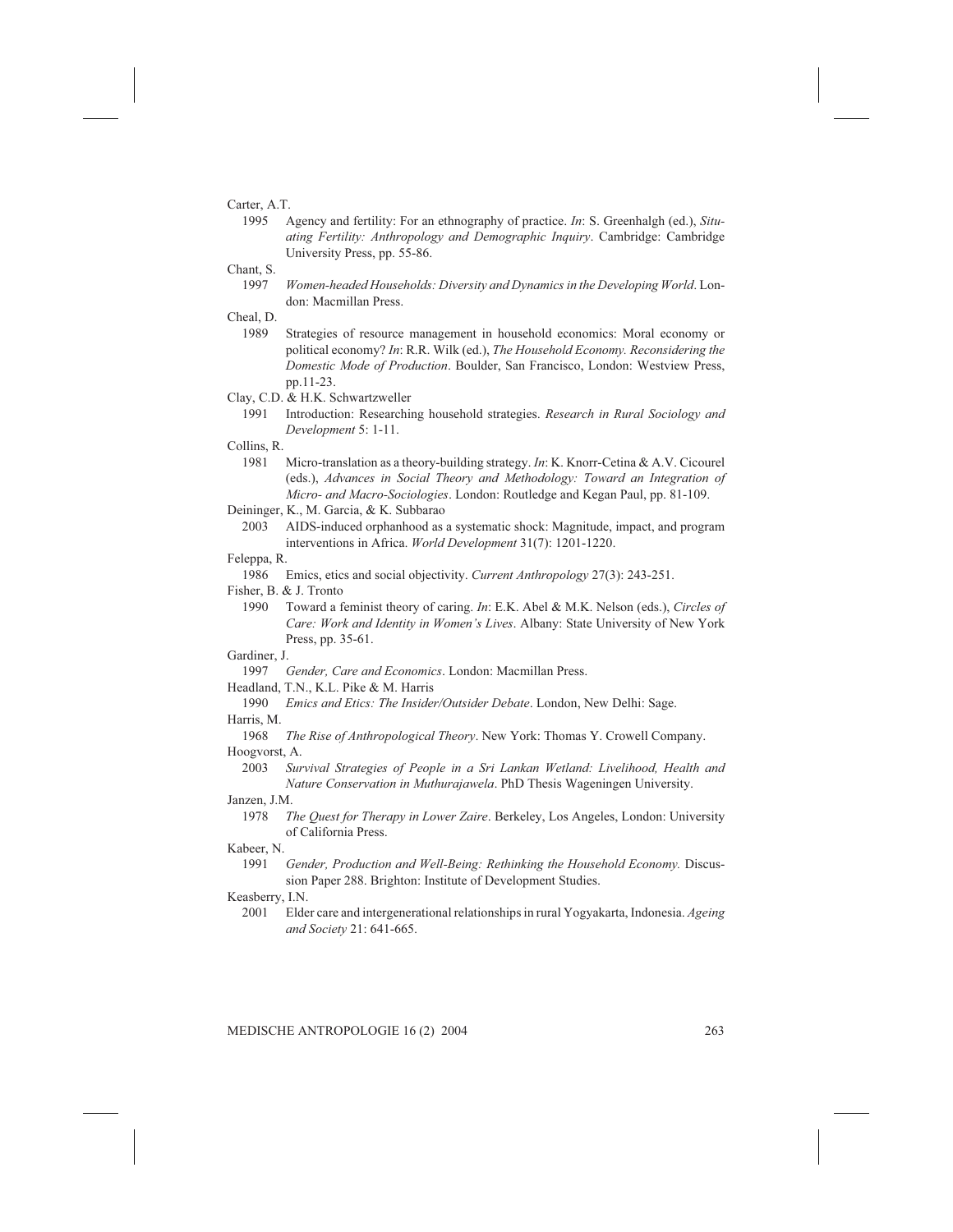Carter, A.T.

1995 Agency and fertility: For an ethnography of practice. *In*: S. Greenhalgh (ed.), *Situating Fertility: Anthropology and Demographic Inquiry*. Cambridge: Cambridge University Press, pp. 55-86.

Chant, S.

1997 *Women-headed Households: Diversity and Dynamics in the Developing World*. London: Macmillan Press.

Cheal, D.

1989 Strategies of resource management in household economics: Moral economy or political economy? *In*: R.R. Wilk (ed.), *The Household Economy. Reconsidering the Domestic Mode of Production*. Boulder, San Francisco, London: Westview Press, pp.11-23.

Clay, C.D. & H.K. Schwartzweller

1991 Introduction: Researching household strategies. *Research in Rural Sociology and Development* 5: 1-11.

Collins, R.

1981 Micro-translation as a theory-building strategy. *In*: K. Knorr-Cetina & A.V. Cicourel (eds.), *Advances in Social Theory and Methodology: Toward an Integration of Micro- and Macro-Sociologies*. London: Routledge and Kegan Paul, pp. 81-109.

Deininger, K., M. Garcia, & K. Subbarao

2003 AIDS-induced orphanhood as a systematic shock: Magnitude, impact, and program interventions in Africa. *World Development* 31(7): 1201-1220.

Feleppa, R.

1986 Emics, etics and social objectivity. *Current Anthropology* 27(3): 243-251.

Fisher, B. & J. Tronto

1990 Toward a feminist theory of caring. *In*: E.K. Abel & M.K. Nelson (eds.), *Circles of Care: Work and Identity in Women's Lives*. Albany: State University of New York Press, pp. 35-61.

Gardiner, J.

1997 *Gender, Care and Economics*. London: Macmillan Press.

Headland, T.N., K.L. Pike & M. Harris

1990 *Emics and Etics: The Insider/Outsider Debate*. London, New Delhi: Sage.

Harris, M.

1968 *The Rise of Anthropological Theory*. New York: Thomas Y. Crowell Company.

Hoogvorst, A.

2003 *Survival Strategies of People in a Sri Lankan Wetland: Livelihood, Health and Nature Conservation in Muthurajawela*. PhD Thesis Wageningen University.

Janzen, J.M.

1978 *The Quest for Therapy in Lower Zaire*. Berkeley, Los Angeles, London: University of California Press.

Kabeer, N.

1991 *Gender, Production and Well-Being: Rethinking the Household Economy.* Discussion Paper 288. Brighton: Institute of Development Studies.

Keasberry, I.N.

2001 Elder care and intergenerational relationships in rural Yogyakarta, Indonesia. *Ageing and Society* 21: 641-665.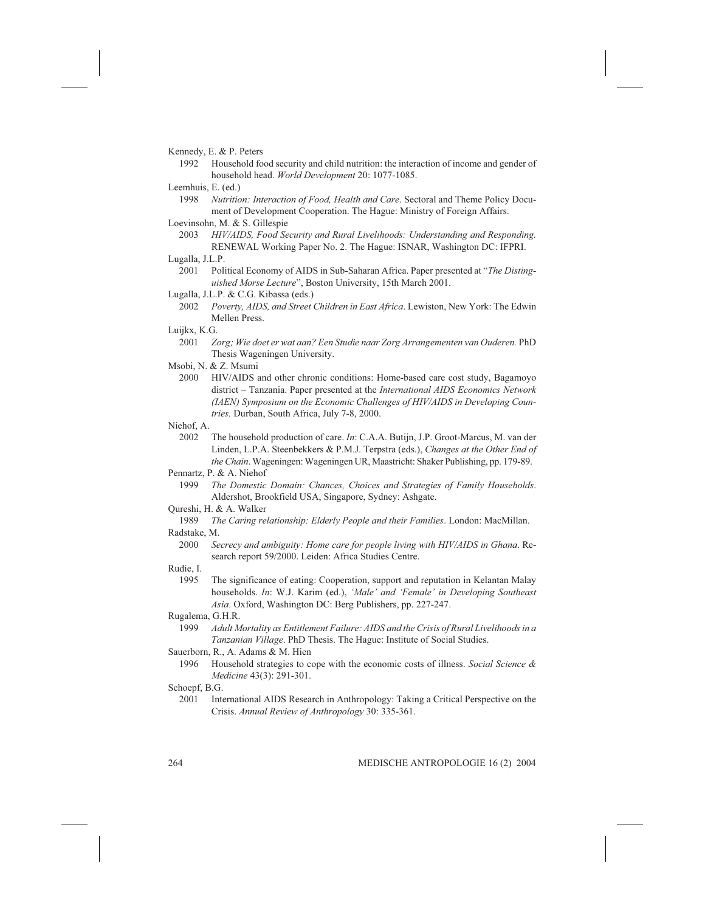Kennedy, E. & P. Peters

1992 Household food security and child nutrition: the interaction of income and gender of household head. *World Development* 20: 1077-1085.

Leemhuis, E. (ed.)

1998 *Nutrition: Interaction of Food, Health and Care*. Sectoral and Theme Policy Document of Development Cooperation. The Hague: Ministry of Foreign Affairs.

Loevinsohn, M. & S. Gillespie

2003 *HIV/AIDS, Food Security and Rural Livelihoods: Understanding and Responding.* RENEWAL Working Paper No. 2. The Hague: ISNAR, Washington DC: IFPRI.

Lugalla, J.L.P.

2001 Political Economy of AIDS in Sub-Saharan Africa. Paper presented at "*The Distinguished Morse Lecture*", Boston University, 15th March 2001.

Lugalla, J.L.P. & C.G. Kibassa (eds.)

2002 *Poverty, AIDS, and Street Children in East Africa*. Lewiston, New York: The Edwin Mellen Press.

Luijkx, K.G.

2001 *Zorg; Wie doet er wat aan? Een Studie naar Zorg Arrangementen van Ouderen.* PhD Thesis Wageningen University.

Msobi, N. & Z. Msumi

2000 HIV/AIDS and other chronic conditions: Home-based care cost study, Bagamoyo district – Tanzania. Paper presented at the *International AIDS Economics Network (IAEN) Symposium on the Economic Challenges of HIV/AIDS in Developing Countries.* Durban, South Africa, July 7-8, 2000.

Niehof, A.

2002 The household production of care. *In*: C.A.A. Butijn, J.P. Groot-Marcus, M. van der Linden, L.P.A. Steenbekkers & P.M.J. Terpstra (eds.), *Changes at the Other End of the Chain*. Wageningen: Wageningen UR, Maastricht: Shaker Publishing, pp. 179-89.

Pennartz, P. & A. Niehof

1999 *The Domestic Domain: Chances, Choices and Strategies of Family Households*. Aldershot, Brookfield USA, Singapore, Sydney: Ashgate.

Qureshi, H. & A. Walker

1989 *The Caring relationship: Elderly People and their Families*. London: MacMillan.

Radstake, M.

2000 *Secrecy and ambiguity: Home care for people living with HIV/AIDS in Ghana*. Research report 59/2000. Leiden: Africa Studies Centre.

Rudie, I.

1995 The significance of eating: Cooperation, support and reputation in Kelantan Malay households. *In*: W.J. Karim (ed.), *'Male' and 'Female' in Developing Southeast Asia*. Oxford, Washington DC: Berg Publishers, pp. 227-247.

Rugalema, G.H.R.

1999 *Adult Mortality as Entitlement Failure: AIDS and the Crisis of Rural Livelihoods in a Tanzanian Village*. PhD Thesis. The Hague: Institute of Social Studies.

Sauerborn, R., A. Adams & M. Hien

1996 Household strategies to cope with the economic costs of illness. *Social Science & Medicine* 43(3): 291-301.

Schoepf, B.G.

2001 International AIDS Research in Anthropology: Taking a Critical Perspective on the Crisis. *Annual Review of Anthropology* 30: 335-361.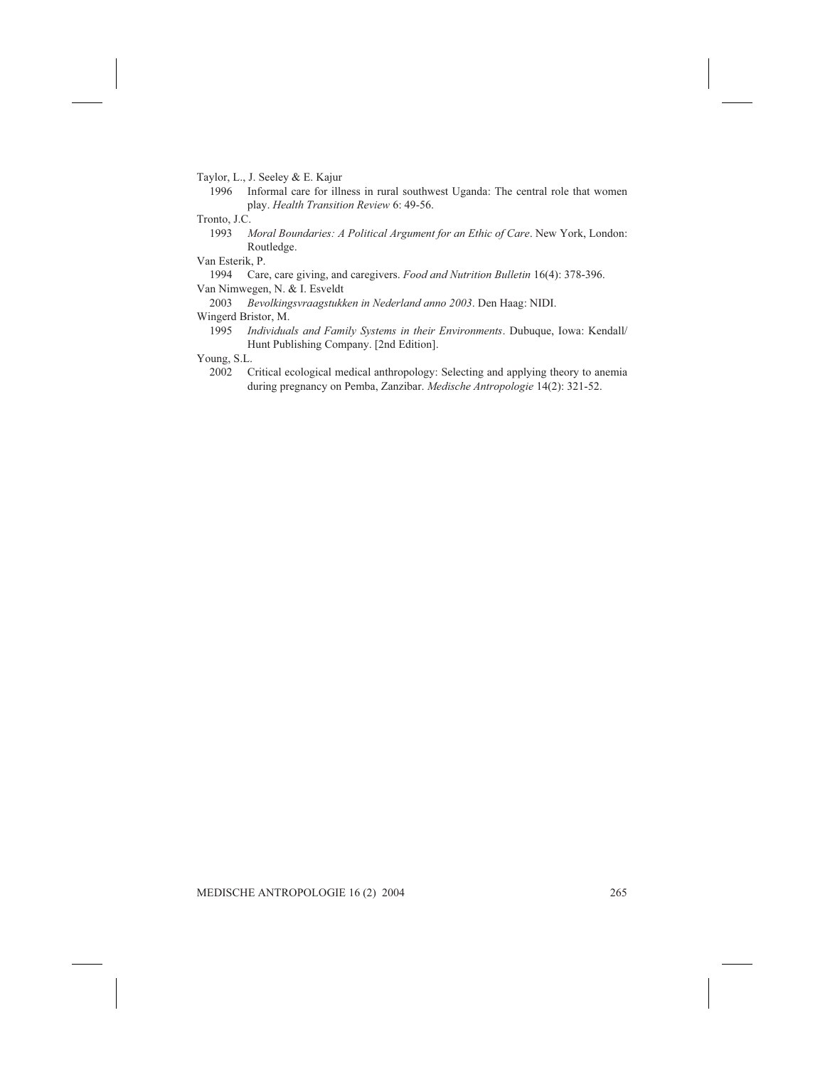Taylor, L., J. Seeley & E. Kajur

1996 Informal care for illness in rural southwest Uganda: The central role that women play. *Health Transition Review* 6: 49-56.

Tronto, J.C.

1993 *Moral Boundaries: A Political Argument for an Ethic of Care*. New York, London: Routledge.

Van Esterik, P.

1994 Care, care giving, and caregivers. *Food and Nutrition Bulletin* 16(4): 378-396.

Van Nimwegen, N. & I. Esveldt

2003 *Bevolkingsvraagstukken in Nederland anno 2003*. Den Haag: NIDI.

Wingerd Bristor, M.

1995 *Individuals and Family Systems in their Environments*. Dubuque, Iowa: Kendall/ Hunt Publishing Company. [2nd Edition].

Young, S.L.

2002 Critical ecological medical anthropology: Selecting and applying theory to anemia during pregnancy on Pemba, Zanzibar. *Medische Antropologie* 14(2): 321-52.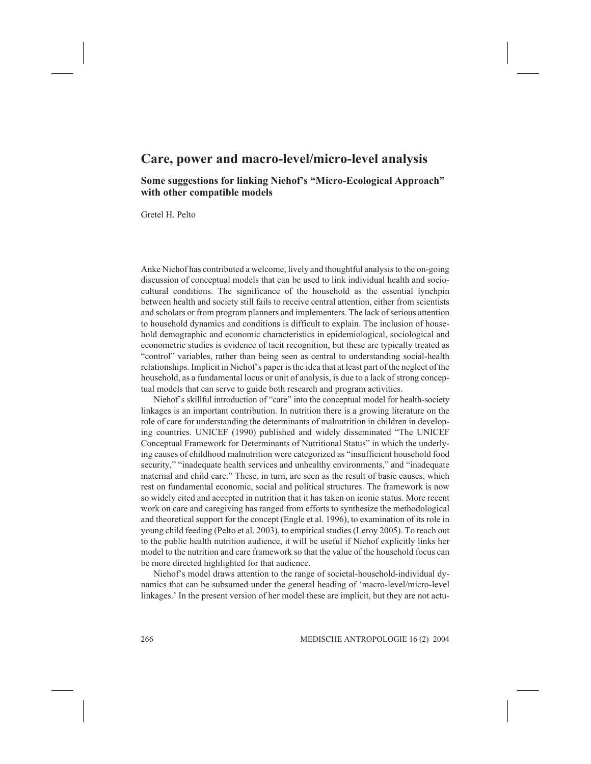# Care, power and macro-level/micro-level analysis

## Some suggestions for linking Niehof's "Micro-Ecological Approach" with other compatible models

Gretel H. Pelto

Anke Niehof has contributed a welcome, lively and thoughtful analysis to the on-going discussion of conceptual models that can be used to link individual health and socio-cultural conditions. The significance of the household as the essential lynchpin between health and society still fails to receive central attention, either from scientists and scholars or from program planners and implementers. The lack of serious attention to household dynamics and conditions is difficult to explain. The inclusion of household demographic and economic characteristics in epidemiological, sociological and econometric studies is evidence of tacit recognition, but these are typically treated as "control" variables, rather than being seen as central to understanding social-health relationships. Implicit in Niehof's paper is the idea that at least part of the neglect of the household, as a fundamental locus or unit of analysis, is due to a lack of strong conceptual models that can serve to guide both research and program activities.

Niehof's skillful introduction of "care" into the conceptual model for health-society linkages is an important contribution. In nutrition there is a growing literature on the role of care for understanding the determinants of malnutrition in children in developing countries. UNICEF (1990) published and widely disseminated "The UNICEF Conceptual Framework for Determinants of Nutritional Status" in which the underlying causes of childhood malnutrition were categorized as "insufficient household food security," "inadequate health services and unhealthy environments," and "inadequate maternal and child care." These, in turn, are seen as the result of basic causes, which rest on fundamental economic, social and political structures. The framework is now so widely cited and accepted in nutrition that it has taken on iconic status. More recent work on care and caregiving has ranged from efforts to synthesize the methodological and theoretical support for the concept (Engle et al. 1996), to examination of its role in young child feeding (Pelto et al. 2003), to empirical studies (Leroy 2005). To reach out to the public health nutrition audience, it will be useful if Niehof explicitly links her model to the nutrition and care framework so that the value of the household focus can be more directed highlighted for that audience.

Niehof's model draws attention to the range of societal-household-individual dynamics that can be subsumed under the general heading of 'macro-level/micro-level linkages.' In the present version of her model these are implicit, but they are not actu-